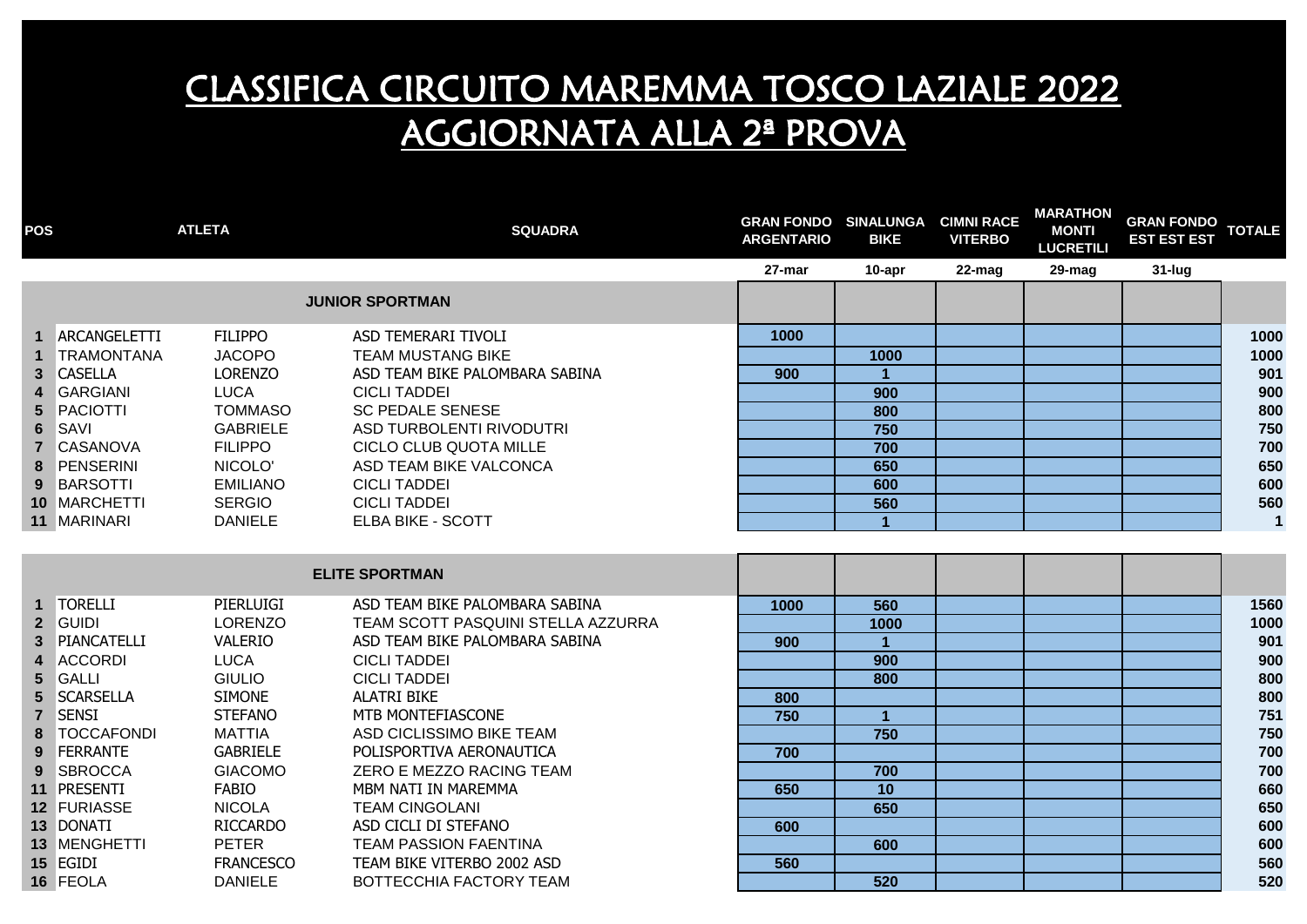# CLASSIFICA CIRCUITO MAREMMA TOSCO LAZIALE 2022
# AGGIORNATA ALLA 2ª PROVA

| POS | ATLETA | | SQUADRA | GRAN FONDO ARGENTARIO | SINALUNGA BIKE | CIMNI RACE VITERBO | MARATHON MONTI LUCRETILI | GRAN FONDO EST EST EST | TOTALE |
|---|---|---|---|---|---|---|---|---|---|
| | | | | 27-mar | 10-apr | 22-mag | 29-mag | 31-lug | |
| | | | **JUNIOR SPORTMAN** | | | | | | |
| 1 | ARCANGELETTI | FILIPPO | ASD TEMERARI TIVOLI | 1000 | | | | | 1000 |
| 1 | TRAMONTANA | JACOPO | TEAM MUSTANG BIKE | | 1000 | | | | 1000 |
| 3 | CASELLA | LORENZO | ASD TEAM BIKE PALOMBARA SABINA | 900 | 1 | | | | 901 |
| 4 | GARGIANI | LUCA | CICLI TADDEI | | 900 | | | | 900 |
| 5 | PACIOTTI | TOMMASO | SC PEDALE SENESE | | 800 | | | | 800 |
| 6 | SAVI | GABRIELE | ASD TURBOLENTI RIVODUTRI | | 750 | | | | 750 |
| 7 | CASANOVA | FILIPPO | CICLO CLUB QUOTA MILLE | | 700 | | | | 700 |
| 8 | PENSERINI | NICOLO' | ASD TEAM BIKE VALCONCA | | 650 | | | | 650 |
| 9 | BARSOTTI | EMILIANO | CICLI TADDEI | | 600 | | | | 600 |
| 10 | MARCHETTI | SERGIO | CICLI TADDEI | | 560 | | | | 560 |
| 11 | MARINARI | DANIELE | ELBA BIKE - SCOTT | | 1 | | | | 1 |
| | | | **ELITE SPORTMAN** | | | | | | |
| 1 | TORELLI | PIERLUIGI | ASD TEAM BIKE PALOMBARA SABINA | 1000 | 560 | | | | 1560 |
| 2 | GUIDI | LORENZO | TEAM SCOTT PASQUINI STELLA AZZURRA | | 1000 | | | | 1000 |
| 3 | PIANCATELLI | VALERIO | ASD TEAM BIKE PALOMBARA SABINA | 900 | 1 | | | | 901 |
| 4 | ACCORDI | LUCA | CICLI TADDEI | | 900 | | | | 900 |
| 5 | GALLI | GIULIO | CICLI TADDEI | | 800 | | | | 800 |
| 5 | SCARSELLA | SIMONE | ALATRI BIKE | 800 | | | | | 800 |
| 7 | SENSI | STEFANO | MTB MONTEFIASCONE | 750 | 1 | | | | 751 |
| 8 | TOCCAFONDI | MATTIA | ASD CICLISSIMO BIKE TEAM | | 750 | | | | 750 |
| 9 | FERRANTE | GABRIELE | POLISPORTIVA AERONAUTICA | 700 | | | | | 700 |
| 9 | SBROCCA | GIACOMO | ZERO E MEZZO RACING TEAM | | 700 | | | | 700 |
| 11 | PRESENTI | FABIO | MBM NATI IN MAREMMA | 650 | 10 | | | | 660 |
| 12 | FURIASSE | NICOLA | TEAM CINGOLANI | | 650 | | | | 650 |
| 13 | DONATI | RICCARDO | ASD CICLI DI STEFANO | 600 | | | | | 600 |
| 13 | MENGHETTI | PETER | TEAM PASSION FAENTINA | | 600 | | | | 600 |
| 15 | EGIDI | FRANCESCO | TEAM BIKE VITERBO 2002 ASD | 560 | | | | | 560 |
| 16 | FEOLA | DANIELE | BOTTECCHIA FACTORY TEAM | | 520 | | | | 520 |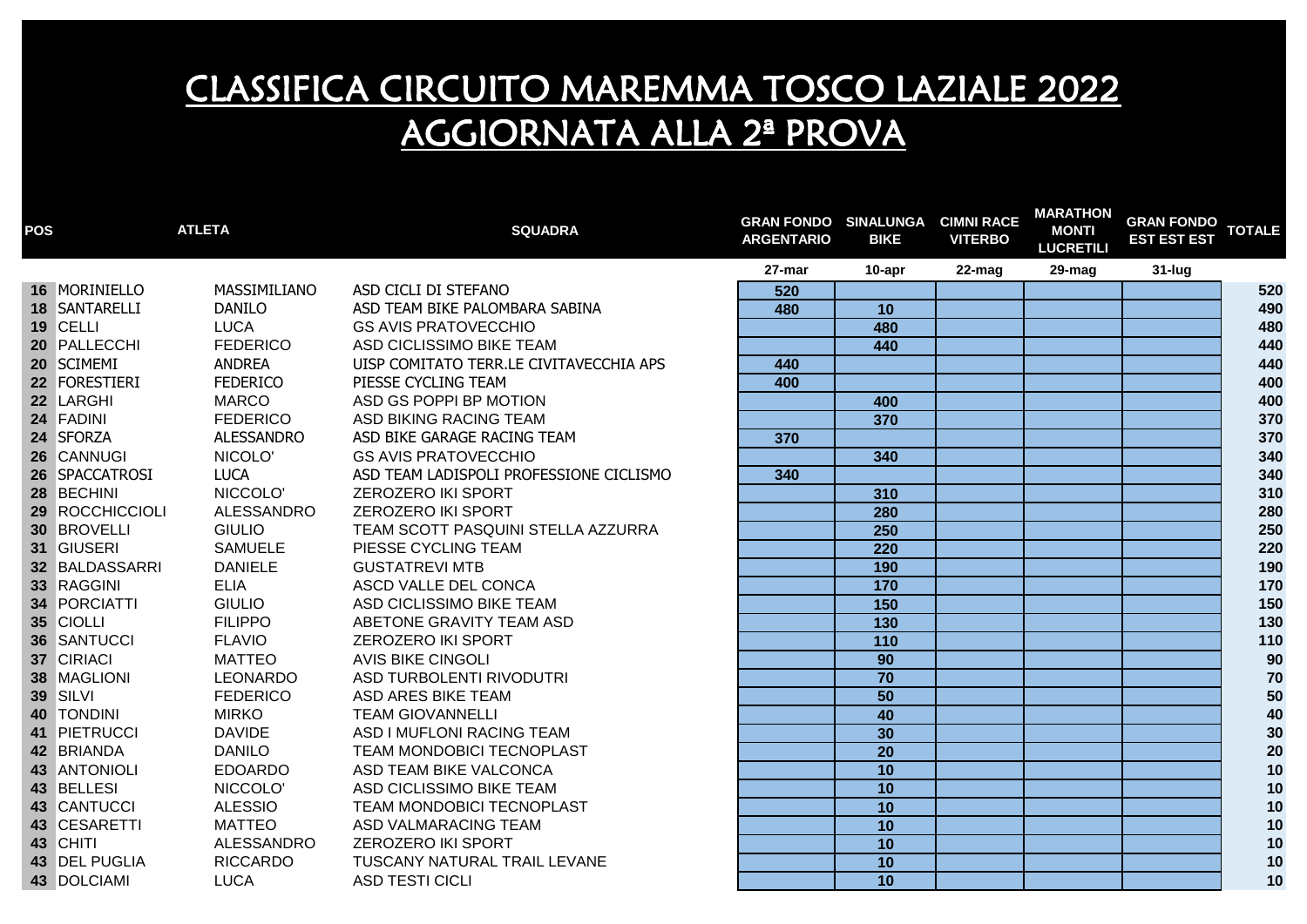# CLASSIFICA CIRCUITO MAREMMA TOSCO LAZIALE 2022
# AGGIORNATA ALLA 2ª PROVA

| POS | ATLETA | | SQUADRA | GRAN FONDO ARGENTARIO | SINALUNGA BIKE | CIMNI RACE VITERBO | MARATHON MONTI LUCRETILI | GRAN FONDO EST EST EST | TOTALE |
|---|---|---|---|---|---|---|---|---|---|
| | | | | 27-mar | 10-apr | 22-mag | 29-mag | 31-lug | |
| 16 | MORINIELLO | MASSIMILIANO | ASD CICLI DI STEFANO | 520 | | | | | 520 |
| 18 | SANTARELLI | DANILO | ASD TEAM BIKE PALOMBARA SABINA | 480 | 10 | | | | 490 |
| 19 | CELLI | LUCA | GS AVIS PRATOVECCHIO | | 480 | | | | 480 |
| 20 | PALLECCHI | FEDERICO | ASD CICLISSIMO BIKE TEAM | | 440 | | | | 440 |
| 20 | SCIMEMI | ANDREA | UISP COMITATO TERR.LE CIVITAVECCHIA APS | 440 | | | | | 440 |
| 22 | FORESTIERI | FEDERICO | PIESSE CYCLING TEAM | 400 | | | | | 400 |
| 22 | LARGHI | MARCO | ASD GS POPPI BP MOTION | | 400 | | | | 400 |
| 24 | FADINI | FEDERICO | ASD BIKING RACING TEAM | | 370 | | | | 370 |
| 24 | SFORZA | ALESSANDRO | ASD BIKE GARAGE RACING TEAM | 370 | | | | | 370 |
| 26 | CANNUGI | NICOLO' | GS AVIS PRATOVECCHIO | | 340 | | | | 340 |
| 26 | SPACCATROSI | LUCA | ASD TEAM LADISPOLI PROFESSIONE CICLISMO | 340 | | | | | 340 |
| 28 | BECHINI | NICCOLO' | ZEROZERO IKI SPORT | | 310 | | | | 310 |
| 29 | ROCCHICCIOLI | ALESSANDRO | ZEROZERO IKI SPORT | | 280 | | | | 280 |
| 30 | BROVELLI | GIULIO | TEAM SCOTT PASQUINI STELLA AZZURRA | | 250 | | | | 250 |
| 31 | GIUSERI | SAMUELE | PIESSE CYCLING TEAM | | 220 | | | | 220 |
| 32 | BALDASSARRI | DANIELE | GUSTATREVI MTB | | 190 | | | | 190 |
| 33 | RAGGINI | ELIA | ASCD VALLE DEL CONCA | | 170 | | | | 170 |
| 34 | PORCIATTI | GIULIO | ASD CICLISSIMO BIKE TEAM | | 150 | | | | 150 |
| 35 | CIOLLI | FILIPPO | ABETONE GRAVITY TEAM ASD | | 130 | | | | 130 |
| 36 | SANTUCCI | FLAVIO | ZEROZERO IKI SPORT | | 110 | | | | 110 |
| 37 | CIRIACI | MATTEO | AVIS BIKE CINGOLI | | 90 | | | | 90 |
| 38 | MAGLIONI | LEONARDO | ASD TURBOLENTI RIVODUTRI | | 70 | | | | 70 |
| 39 | SILVI | FEDERICO | ASD ARES BIKE TEAM | | 50 | | | | 50 |
| 40 | TONDINI | MIRKO | TEAM GIOVANNELLI | | 40 | | | | 40 |
| 41 | PIETRUCCI | DAVIDE | ASD I MUFLONI RACING TEAM | | 30 | | | | 30 |
| 42 | BRIANDA | DANILO | TEAM MONDOBICI TECNOPLAST | | 20 | | | | 20 |
| 43 | ANTONIOLI | EDOARDO | ASD TEAM BIKE VALCONCA | | 10 | | | | 10 |
| 43 | BELLESI | NICCOLO' | ASD CICLISSIMO BIKE TEAM | | 10 | | | | 10 |
| 43 | CANTUCCI | ALESSIO | TEAM MONDOBICI TECNOPLAST | | 10 | | | | 10 |
| 43 | CESARETTI | MATTEO | ASD VALMARACING TEAM | | 10 | | | | 10 |
| 43 | CHITI | ALESSANDRO | ZEROZERO IKI SPORT | | 10 | | | | 10 |
| 43 | DEL PUGLIA | RICCARDO | TUSCANY NATURAL TRAIL LEVANE | | 10 | | | | 10 |
| 43 | DOLCIAMI | LUCA | ASD TESTI CICLI | | 10 | | | | 10 |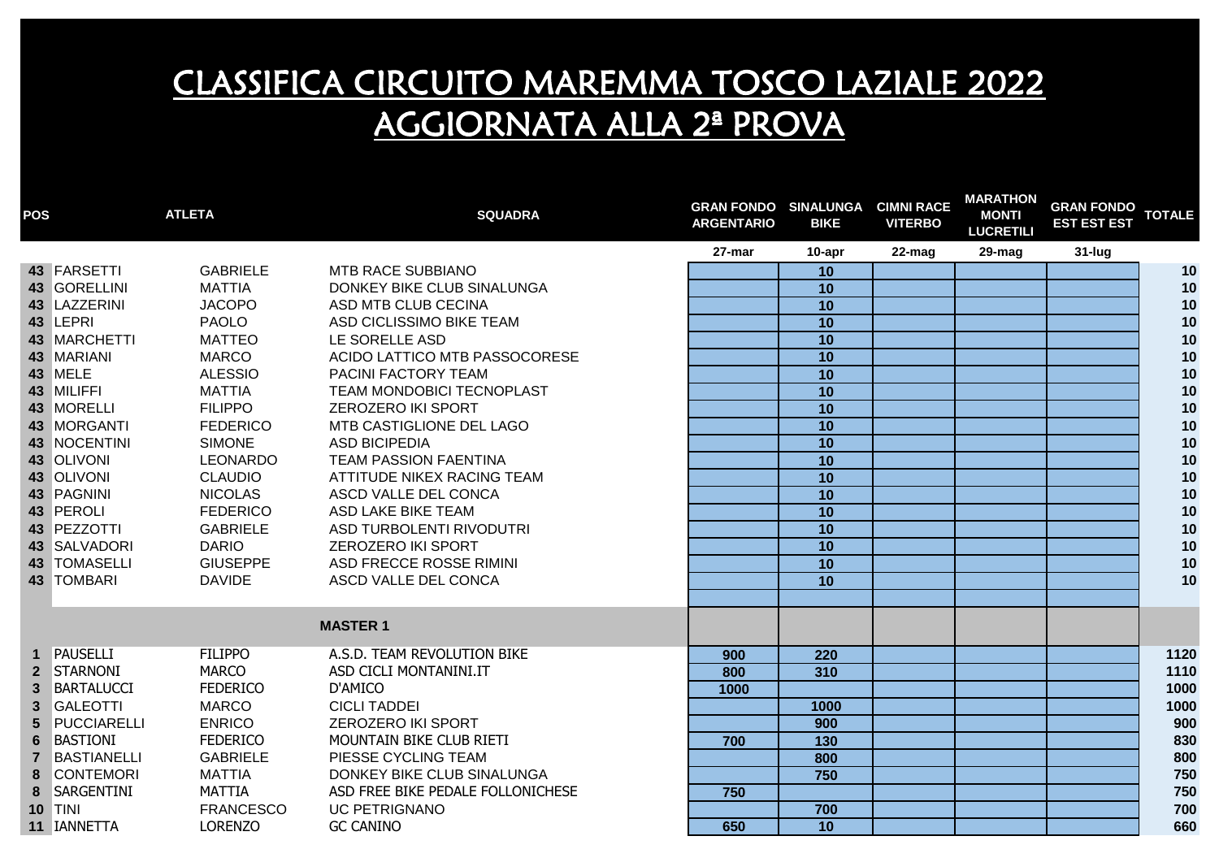# CLASSIFICA CIRCUITO MAREMMA TOSCO LAZIALE 2022
# AGGIORNATA ALLA 2ª PROVA

| POS | ATLETA | | SQUADRA | GRAN FONDO ARGENTARIO | SINALUNGA BIKE | CIMNI RACE VITERBO | MARATHON MONTI LUCRETILI | GRAN FONDO EST EST EST | TOTALE |
|---|---|---|---|---|---|---|---|---|---|
| | | | | 27-mar | 10-apr | 22-mag | 29-mag | 31-lug | |
| 43 | FARSETTI | GABRIELE | MTB RACE SUBBIANO | | 10 | | | | 10 |
| 43 | GORELLINI | MATTIA | DONKEY BIKE CLUB SINALUNGA | | 10 | | | | 10 |
| 43 | LAZZERINI | JACOPO | ASD MTB CLUB CECINA | | 10 | | | | 10 |
| 43 | LEPRI | PAOLO | ASD CICLISSIMO BIKE TEAM | | 10 | | | | 10 |
| 43 | MARCHETTI | MATTEO | LE SORELLE ASD | | 10 | | | | 10 |
| 43 | MARIANI | MARCO | ACIDO LATTICO MTB PASSOCORESE | | 10 | | | | 10 |
| 43 | MELE | ALESSIO | PACINI FACTORY TEAM | | 10 | | | | 10 |
| 43 | MILIFFI | MATTIA | TEAM MONDOBICI TECNOPLAST | | 10 | | | | 10 |
| 43 | MORELLI | FILIPPO | ZEROZERO IKI SPORT | | 10 | | | | 10 |
| 43 | MORGANTI | FEDERICO | MTB CASTIGLIONE DEL LAGO | | 10 | | | | 10 |
| 43 | NOCENTINI | SIMONE | ASD BICIPEDIA | | 10 | | | | 10 |
| 43 | OLIVONI | LEONARDO | TEAM PASSION FAENTINA | | 10 | | | | 10 |
| 43 | OLIVONI | CLAUDIO | ATTITUDE NIKEX RACING TEAM | | 10 | | | | 10 |
| 43 | PAGNINI | NICOLAS | ASCD VALLE DEL CONCA | | 10 | | | | 10 |
| 43 | PEROLI | FEDERICO | ASD LAKE BIKE TEAM | | 10 | | | | 10 |
| 43 | PEZZOTTI | GABRIELE | ASD TURBOLENTI RIVODUTRI | | 10 | | | | 10 |
| 43 | SALVADORI | DARIO | ZEROZERO IKI SPORT | | 10 | | | | 10 |
| 43 | TOMASELLI | GIUSEPPE | ASD FRECCE ROSSE RIMINI | | 10 | | | | 10 |
| 43 | TOMBARI | DAVIDE | ASCD VALLE DEL CONCA | | 10 | | | | 10 |
| | | | | | | | | | |
| | | | **MASTER 1** | | | | | | |
| 1 | PAUSELLI | FILIPPO | A.S.D. TEAM REVOLUTION BIKE | 900 | 220 | | | | 1120 |
| 2 | STARNONI | MARCO | ASD CICLI MONTANINI.IT | 800 | 310 | | | | 1110 |
| 3 | BARTALUCCI | FEDERICO | D'AMICO | 1000 | | | | | 1000 |
| 3 | GALEOTTI | MARCO | CICLI TADDEI | | 1000 | | | | 1000 |
| 5 | PUCCIARELLI | ENRICO | ZEROZERO IKI SPORT | | 900 | | | | 900 |
| 6 | BASTIONI | FEDERICO | MOUNTAIN BIKE CLUB RIETI | 700 | 130 | | | | 830 |
| 7 | BASTIANELLI | GABRIELE | PIESSE CYCLING TEAM | | 800 | | | | 800 |
| 8 | CONTEMORI | MATTIA | DONKEY BIKE CLUB SINALUNGA | | 750 | | | | 750 |
| 8 | SARGENTINI | MATTIA | ASD FREE BIKE PEDALE FOLLONICHESE | 750 | | | | | 750 |
| 10 | TINI | FRANCESCO | UC PETRIGNANO | | 700 | | | | 700 |
| 11 | IANNETTA | LORENZO | GC CANINO | 650 | 10 | | | | 660 |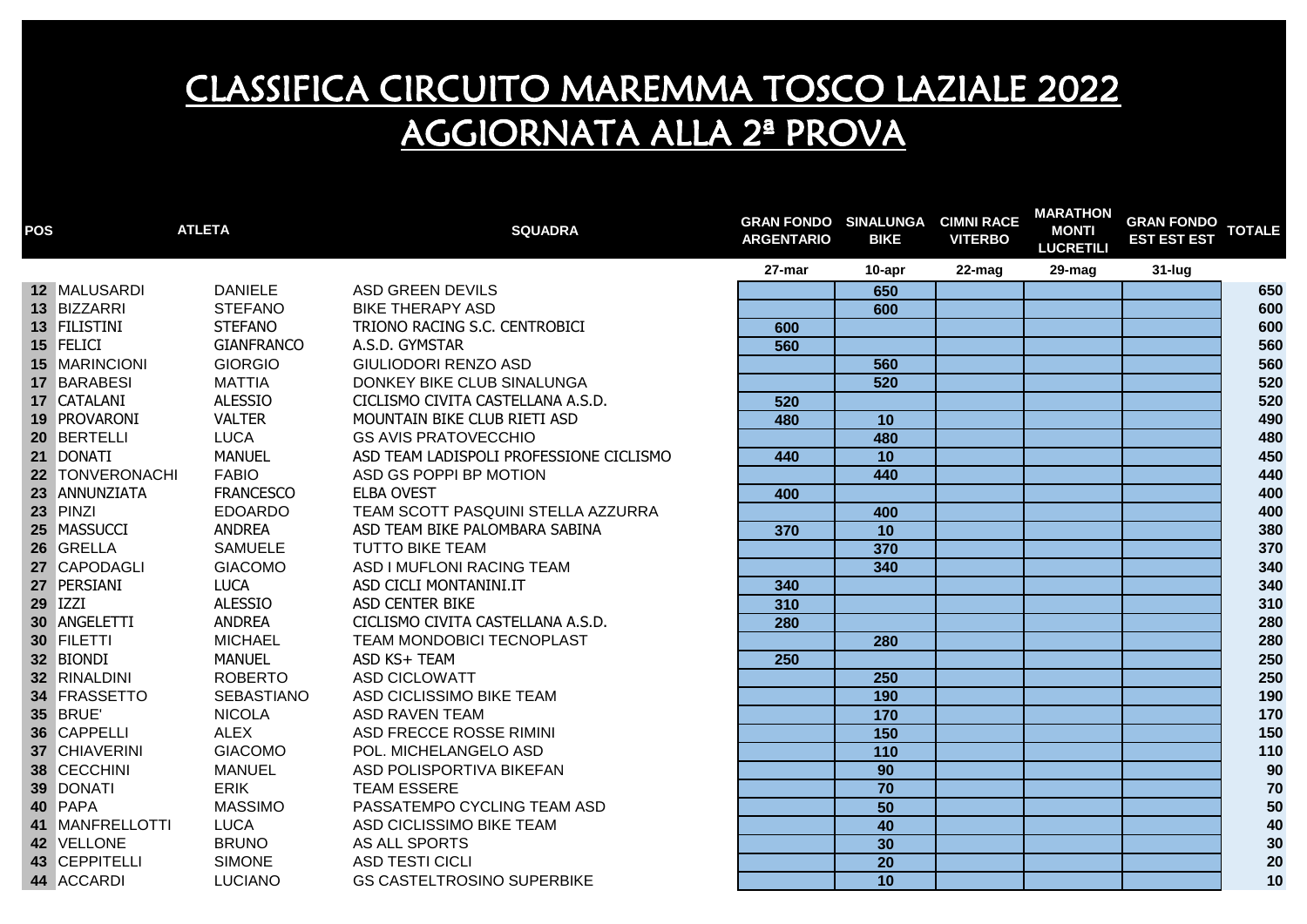# CLASSIFICA CIRCUITO MAREMMA TOSCO LAZIALE 2022
# AGGIORNATA ALLA 2ª PROVA

| POS | ATLETA | | SQUADRA | GRAN FONDO ARGENTARIO | SINALUNGA BIKE | CIMNI RACE VITERBO | MARATHON MONTI LUCRETILI | GRAN FONDO EST EST EST | TOTALE |
|---|---|---|---|---|---|---|---|---|---|
| | | | | 27-mar | 10-apr | 22-mag | 29-mag | 31-lug | |
| 12 | MALUSARDI | DANIELE | ASD GREEN DEVILS | | 650 | | | | 650 |
| 13 | BIZZARRI | STEFANO | BIKE THERAPY ASD | | 600 | | | | 600 |
| 13 | FILISTINI | STEFANO | TRIONO RACING S.C. CENTROBICI | 600 | | | | | 600 |
| 15 | FELICI | GIANFRANCO | A.S.D. GYMSTAR | 560 | | | | | 560 |
| 15 | MARINCIONI | GIORGIO | GIULIODORI RENZO ASD | | 560 | | | | 560 |
| 17 | BARABESI | MATTIA | DONKEY BIKE CLUB SINALUNGA | | 520 | | | | 520 |
| 17 | CATALANI | ALESSIO | CICLISMO CIVITA CASTELLANA A.S.D. | 520 | | | | | 520 |
| 19 | PROVARONI | VALTER | MOUNTAIN BIKE CLUB RIETI ASD | 480 | 10 | | | | 490 |
| 20 | BERTELLI | LUCA | GS AVIS PRATOVECCHIO | | 480 | | | | 480 |
| 21 | DONATI | MANUEL | ASD TEAM LADISPOLI PROFESSIONE CICLISMO | 440 | 10 | | | | 450 |
| 22 | TONVERONACHI | FABIO | ASD GS POPPI BP MOTION | | 440 | | | | 440 |
| 23 | ANNUNZIATA | FRANCESCO | ELBA OVEST | 400 | | | | | 400 |
| 23 | PINZI | EDOARDO | TEAM SCOTT PASQUINI STELLA AZZURRA | | 400 | | | | 400 |
| 25 | MASSUCCI | ANDREA | ASD TEAM BIKE PALOMBARA SABINA | 370 | 10 | | | | 380 |
| 26 | GRELLA | SAMUELE | TUTTO BIKE TEAM | | 370 | | | | 370 |
| 27 | CAPODAGLI | GIACOMO | ASD I MUFLONI RACING TEAM | | 340 | | | | 340 |
| 27 | PERSIANI | LUCA | ASD CICLI MONTANINI.IT | 340 | | | | | 340 |
| 29 | IZZI | ALESSIO | ASD CENTER BIKE | 310 | | | | | 310 |
| 30 | ANGELETTI | ANDREA | CICLISMO CIVITA CASTELLANA A.S.D. | 280 | | | | | 280 |
| 30 | FILETTI | MICHAEL | TEAM MONDOBICI TECNOPLAST | | 280 | | | | 280 |
| 32 | BIONDI | MANUEL | ASD KS+ TEAM | 250 | | | | | 250 |
| 32 | RINALDINI | ROBERTO | ASD CICLOWATT | | 250 | | | | 250 |
| 34 | FRASSETTO | SEBASTIANO | ASD CICLISSIMO BIKE TEAM | | 190 | | | | 190 |
| 35 | BRUE' | NICOLA | ASD RAVEN TEAM | | 170 | | | | 170 |
| 36 | CAPPELLI | ALEX | ASD FRECCE ROSSE RIMINI | | 150 | | | | 150 |
| 37 | CHIAVERINI | GIACOMO | POL. MICHELANGELO ASD | | 110 | | | | 110 |
| 38 | CECCHINI | MANUEL | ASD POLISPORTIVA BIKEFAN | | 90 | | | | 90 |
| 39 | DONATI | ERIK | TEAM ESSERE | | 70 | | | | 70 |
| 40 | PAPA | MASSIMO | PASSATEMPO CYCLING TEAM ASD | | 50 | | | | 50 |
| 41 | MANFRELLOTTI | LUCA | ASD CICLISSIMO BIKE TEAM | | 40 | | | | 40 |
| 42 | VELLONE | BRUNO | AS ALL SPORTS | | 30 | | | | 30 |
| 43 | CEPPITELLI | SIMONE | ASD TESTI CICLI | | 20 | | | | 20 |
| 44 | ACCARDI | LUCIANO | GS CASTELTROSINO SUPERBIKE | | 10 | | | | 10 |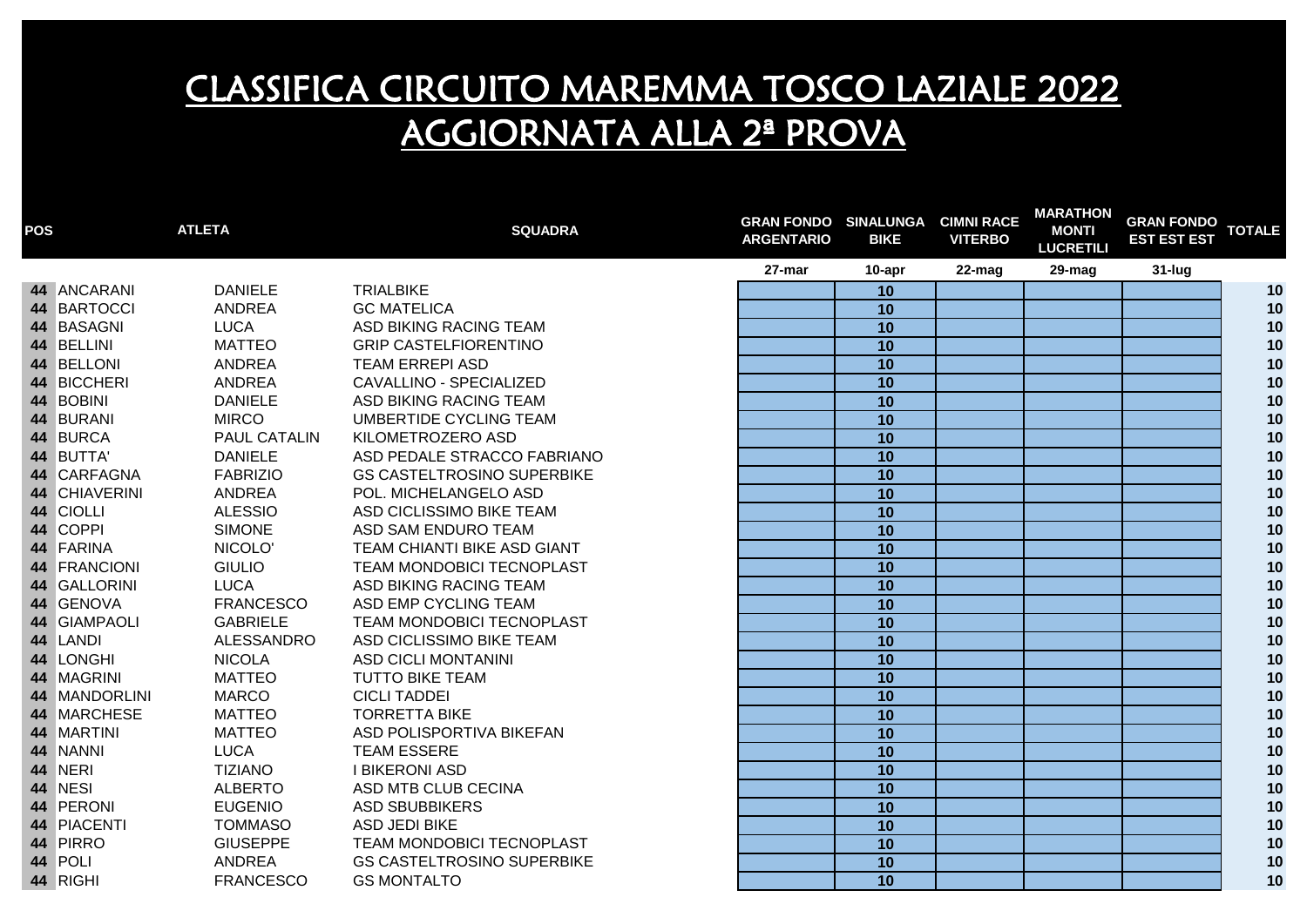# CLASSIFICA CIRCUITO MAREMMA TOSCO LAZIALE 2022
# AGGIORNATA ALLA 2ª PROVA

| POS | ATLETA | | SQUADRA | GRAN FONDO ARGENTARIO | SINALUNGA BIKE | CIMNI RACE VITERBO | MARATHON MONTI LUCRETILI | GRAN FONDO EST EST EST | TOTALE |
|---|---|---|---|---|---|---|---|---|---|
| | | | | 27-mar | 10-apr | 22-mag | 29-mag | 31-lug | |
| 44 | ANCARANI | DANIELE | TRIALBIKE | | 10 | | | | 10 |
| 44 | BARTOCCI | ANDREA | GC MATELICA | | 10 | | | | 10 |
| 44 | BASAGNI | LUCA | ASD BIKING RACING TEAM | | 10 | | | | 10 |
| 44 | BELLINI | MATTEO | GRIP CASTELFIORENTINO | | 10 | | | | 10 |
| 44 | BELLONI | ANDREA | TEAM ERREPI ASD | | 10 | | | | 10 |
| 44 | BICCHERI | ANDREA | CAVALLINO - SPECIALIZED | | 10 | | | | 10 |
| 44 | BOBINI | DANIELE | ASD BIKING RACING TEAM | | 10 | | | | 10 |
| 44 | BURANI | MIRCO | UMBERTIDE CYCLING TEAM | | 10 | | | | 10 |
| 44 | BURCA | PAUL CATALIN | KILOMETROZERO ASD | | 10 | | | | 10 |
| 44 | BUTTA' | DANIELE | ASD PEDALE STRACCO FABRIANO | | 10 | | | | 10 |
| 44 | CARFAGNA | FABRIZIO | GS CASTELTROSINO SUPERBIKE | | 10 | | | | 10 |
| 44 | CHIAVERINI | ANDREA | POL. MICHELANGELO ASD | | 10 | | | | 10 |
| 44 | CIOLLI | ALESSIO | ASD CICLISSIMO BIKE TEAM | | 10 | | | | 10 |
| 44 | COPPI | SIMONE | ASD SAM ENDURO TEAM | | 10 | | | | 10 |
| 44 | FARINA | NICOLO' | TEAM CHIANTI BIKE ASD GIANT | | 10 | | | | 10 |
| 44 | FRANCIONI | GIULIO | TEAM MONDOBICI TECNOPLAST | | 10 | | | | 10 |
| 44 | GALLORINI | LUCA | ASD BIKING RACING TEAM | | 10 | | | | 10 |
| 44 | GENOVA | FRANCESCO | ASD EMP CYCLING TEAM | | 10 | | | | 10 |
| 44 | GIAMPAOLI | GABRIELE | TEAM MONDOBICI TECNOPLAST | | 10 | | | | 10 |
| 44 | LANDI | ALESSANDRO | ASD CICLISSIMO BIKE TEAM | | 10 | | | | 10 |
| 44 | LONGHI | NICOLA | ASD CICLI MONTANINI | | 10 | | | | 10 |
| 44 | MAGRINI | MATTEO | TUTTO BIKE TEAM | | 10 | | | | 10 |
| 44 | MANDORLINI | MARCO | CICLI TADDEI | | 10 | | | | 10 |
| 44 | MARCHESE | MATTEO | TORRETTA BIKE | | 10 | | | | 10 |
| 44 | MARTINI | MATTEO | ASD POLISPORTIVA BIKEFAN | | 10 | | | | 10 |
| 44 | NANNI | LUCA | TEAM ESSERE | | 10 | | | | 10 |
| 44 | NERI | TIZIANO | I BIKERONI ASD | | 10 | | | | 10 |
| 44 | NESI | ALBERTO | ASD MTB CLUB CECINA | | 10 | | | | 10 |
| 44 | PERONI | EUGENIO | ASD SBUBBIKERS | | 10 | | | | 10 |
| 44 | PIACENTI | TOMMASO | ASD JEDI BIKE | | 10 | | | | 10 |
| 44 | PIRRO | GIUSEPPE | TEAM MONDOBICI TECNOPLAST | | 10 | | | | 10 |
| 44 | POLI | ANDREA | GS CASTELTROSINO SUPERBIKE | | 10 | | | | 10 |
| 44 | RIGHI | FRANCESCO | GS MONTALTO | | 10 | | | | 10 |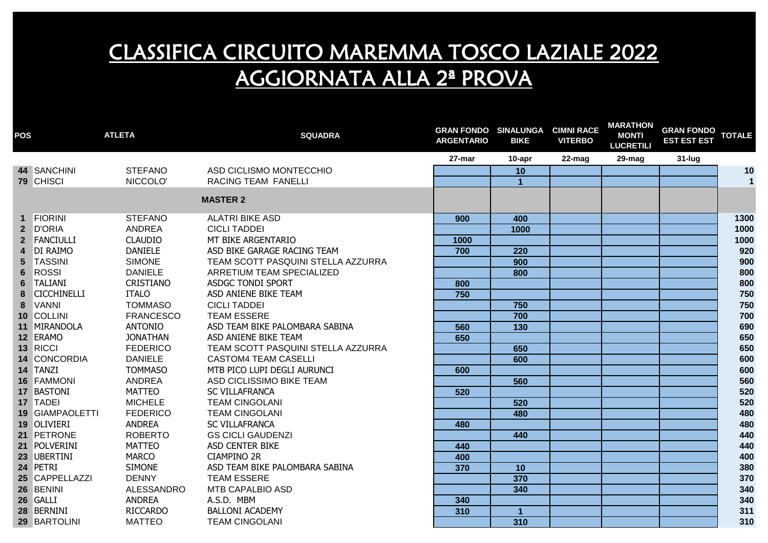# CLASSIFICA CIRCUITO MAREMMA TOSCO LAZIALE 2022
## AGGIORNATA ALLA 2ª PROVA

| POS | ATLETA | | SQUADRA | GRAN FONDO ARGENTARIO | SINALUNGA BIKE | CIMNI RACE VITERBO | MARATHON MONTI LUCRETILI | GRAN FONDO EST EST EST | TOTALE |
|---|---|---|---|---|---|---|---|---|---|
| | | | | 27-mar | 10-apr | 22-mag | 29-mag | 31-lug | |
| 44 | SANCHINI | STEFANO | ASD CICLISMO MONTECCHIO | | 10 | | | | 10 |
| 79 | CHISCI | NICCOLO' | RACING TEAM FANELLI | | 1 | | | | 1 |
| | | | **MASTER 2** | | | | | | |
| 1 | FIORINI | STEFANO | ALATRI BIKE ASD | 900 | 400 | | | | 1300 |
| 2 | D'ORIA | ANDREA | CICLI TADDEI | | 1000 | | | | 1000 |
| 2 | FANCIULLI | CLAUDIO | MT BIKE ARGENTARIO | 1000 | | | | | 1000 |
| 4 | DI RAIMO | DANIELE | ASD BIKE GARAGE RACING TEAM | 700 | 220 | | | | 920 |
| 5 | TASSINI | SIMONE | TEAM SCOTT PASQUINI STELLA AZZURRA | | 900 | | | | 900 |
| 6 | ROSSI | DANIELE | ARRETIUM TEAM SPECIALIZED | | 800 | | | | 800 |
| 6 | TALIANI | CRISTIANO | ASDGC TONDI SPORT | 800 | | | | | 800 |
| 8 | CICCHINELLI | ITALO | ASD ANIENE BIKE TEAM | 750 | | | | | 750 |
| 8 | VANNI | TOMMASO | CICLI TADDEI | | 750 | | | | 750 |
| 10 | COLLINI | FRANCESCO | TEAM ESSERE | | 700 | | | | 700 |
| 11 | MIRANDOLA | ANTONIO | ASD TEAM BIKE PALOMBARA SABINA | 560 | 130 | | | | 690 |
| 12 | ERAMO | JONATHAN | ASD ANIENE BIKE TEAM | 650 | | | | | 650 |
| 13 | RICCI | FEDERICO | TEAM SCOTT PASQUINI STELLA AZZURRA | | 650 | | | | 650 |
| 14 | CONCORDIA | DANIELE | CASTOM4 TEAM CASELLI | | 600 | | | | 600 |
| 14 | TANZI | TOMMASO | MTB PICO LUPI DEGLI AURUNCI | 600 | | | | | 600 |
| 16 | FAMMONI | ANDREA | ASD CICLISSIMO BIKE TEAM | | 560 | | | | 560 |
| 17 | BASTONI | MATTEO | SC VILLAFRANCA | 520 | | | | | 520 |
| 17 | TADEI | MICHELE | TEAM CINGOLANI | | 520 | | | | 520 |
| 19 | GIAMPAOLETTI | FEDERICO | TEAM CINGOLANI | | 480 | | | | 480 |
| 19 | OLIVIERI | ANDREA | SC VILLAFRANCA | 480 | | | | | 480 |
| 21 | PETRONE | ROBERTO | GS CICLI GAUDENZI | | 440 | | | | 440 |
| 21 | POLVERINI | MATTEO | ASD CENTER BIKE | 440 | | | | | 440 |
| 23 | UBERTINI | MARCO | CIAMPINO 2R | 400 | | | | | 400 |
| 24 | PETRI | SIMONE | ASD TEAM BIKE PALOMBARA SABINA | 370 | 10 | | | | 380 |
| 25 | CAPPELLAZZI | DENNY | TEAM ESSERE | | 370 | | | | 370 |
| 26 | BENINI | ALESSANDRO | MTB CAPALBIO ASD | | 340 | | | | 340 |
| 26 | GALLI | ANDREA | A.S.D. MBM | 340 | | | | | 340 |
| 28 | BERNINI | RICCARDO | BALLONI ACADEMY | 310 | 1 | | | | 311 |
| 29 | BARTOLINI | MATTEO | TEAM CINGOLANI | | 310 | | | | 310 |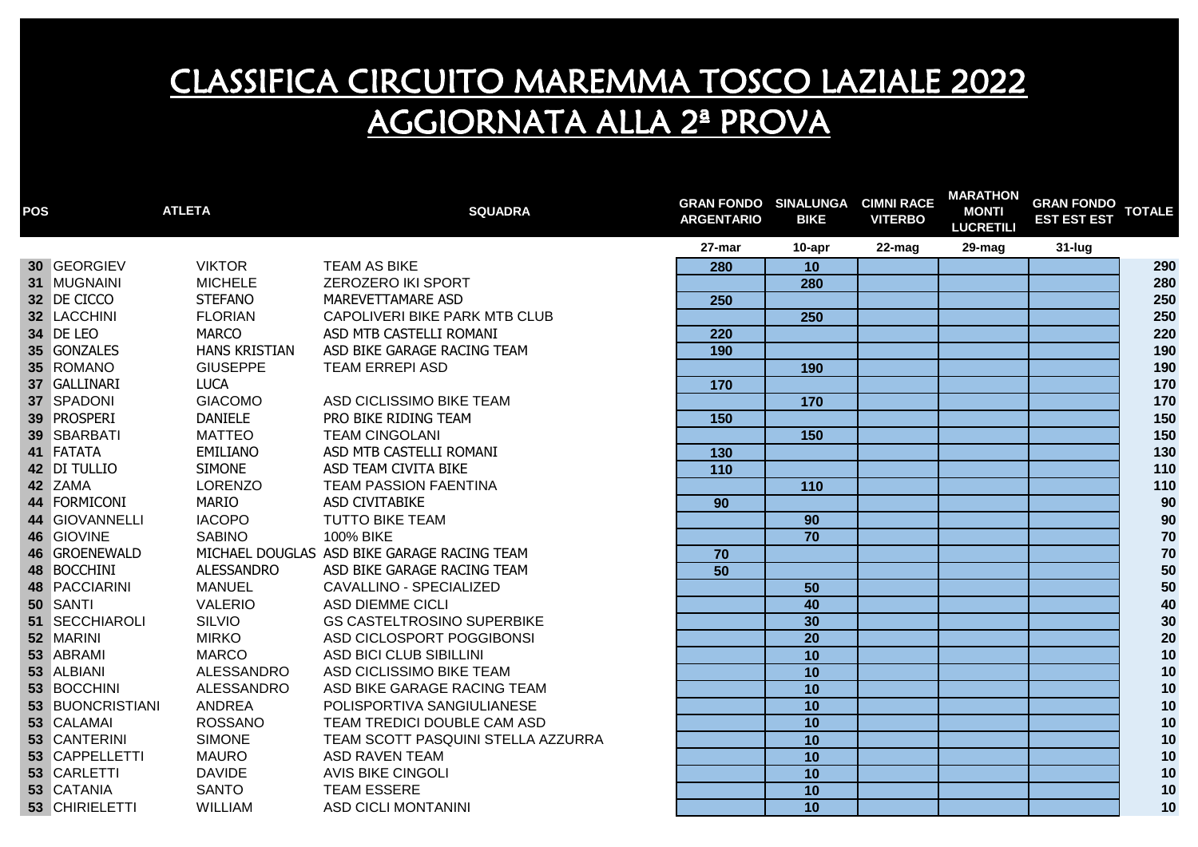# CLASSIFICA CIRCUITO MAREMMA TOSCO LAZIALE 2022
# AGGIORNATA ALLA 2ª PROVA

| POS | ATLETA | | SQUADRA | GRAN FONDO ARGENTARIO | SINALUNGA BIKE | CIMNI RACE VITERBO | MARATHON MONTI LUCRETILI | GRAN FONDO EST EST EST | TOTALE |
|---|---|---|---|---|---|---|---|---|---|
| | | | | 27-mar | 10-apr | 22-mag | 29-mag | 31-lug | |
| 30 | GEORGIEV | VIKTOR | TEAM AS BIKE | 280 | 10 | | | | 290 |
| 31 | MUGNAINI | MICHELE | ZEROZERO IKI SPORT | | 280 | | | | 280 |
| 32 | DE CICCO | STEFANO | MAREVETTAMARE ASD | 250 | | | | | 250 |
| 32 | LACCHINI | FLORIAN | CAPOLIVERI BIKE PARK MTB CLUB | | 250 | | | | 250 |
| 34 | DE LEO | MARCO | ASD MTB CASTELLI ROMANI | 220 | | | | | 220 |
| 35 | GONZALES | HANS KRISTIAN | ASD BIKE GARAGE RACING TEAM | 190 | | | | | 190 |
| 35 | ROMANO | GIUSEPPE | TEAM ERREPI ASD | | 190 | | | | 190 |
| 37 | GALLINARI | LUCA | | 170 | | | | | 170 |
| 37 | SPADONI | GIACOMO | ASD CICLISSIMO BIKE TEAM | | 170 | | | | 170 |
| 39 | PROSPERI | DANIELE | PRO BIKE RIDING TEAM | 150 | | | | | 150 |
| 39 | SBARBATI | MATTEO | TEAM CINGOLANI | | 150 | | | | 150 |
| 41 | FATATA | EMILIANO | ASD MTB CASTELLI ROMANI | 130 | | | | | 130 |
| 42 | DI TULLIO | SIMONE | ASD TEAM CIVITA BIKE | 110 | | | | | 110 |
| 42 | ZAMA | LORENZO | TEAM PASSION FAENTINA | | 110 | | | | 110 |
| 44 | FORMICONI | MARIO | ASD CIVITABIKE | 90 | | | | | 90 |
| 44 | GIOVANNELLI | IACOPO | TUTTO BIKE TEAM | | 90 | | | | 90 |
| 46 | GIOVINE | SABINO | 100% BIKE | | 70 | | | | 70 |
| 46 | GROENEWALD | MICHAEL DOUGLAS | ASD BIKE GARAGE RACING TEAM | 70 | | | | | 70 |
| 48 | BOCCHINI | ALESSANDRO | ASD BIKE GARAGE RACING TEAM | 50 | | | | | 50 |
| 48 | PACCIARINI | MANUEL | CAVALLINO - SPECIALIZED | | 50 | | | | 50 |
| 50 | SANTI | VALERIO | ASD DIEMME CICLI | | 40 | | | | 40 |
| 51 | SECCHIAROLI | SILVIO | GS CASTELTROSINO SUPERBIKE | | 30 | | | | 30 |
| 52 | MARINI | MIRKO | ASD CICLOSPORT POGGIBONSI | | 20 | | | | 20 |
| 53 | ABRAMI | MARCO | ASD BICI CLUB SIBILLINI | | 10 | | | | 10 |
| 53 | ALBIANI | ALESSANDRO | ASD CICLISSIMO BIKE TEAM | | 10 | | | | 10 |
| 53 | BOCCHINI | ALESSANDRO | ASD BIKE GARAGE RACING TEAM | | 10 | | | | 10 |
| 53 | BUONCRISTIANI | ANDREA | POLISPORTIVA SANGIULIANESE | | 10 | | | | 10 |
| 53 | CALAMAI | ROSSANO | TEAM TREDICI DOUBLE CAM ASD | | 10 | | | | 10 |
| 53 | CANTERINI | SIMONE | TEAM SCOTT PASQUINI STELLA AZZURRA | | 10 | | | | 10 |
| 53 | CAPPELLETTI | MAURO | ASD RAVEN TEAM | | 10 | | | | 10 |
| 53 | CARLETTI | DAVIDE | AVIS BIKE CINGOLI | | 10 | | | | 10 |
| 53 | CATANIA | SANTO | TEAM ESSERE | | 10 | | | | 10 |
| 53 | CHIRIELETTI | WILLIAM | ASD CICLI MONTANINI | | 10 | | | | 10 |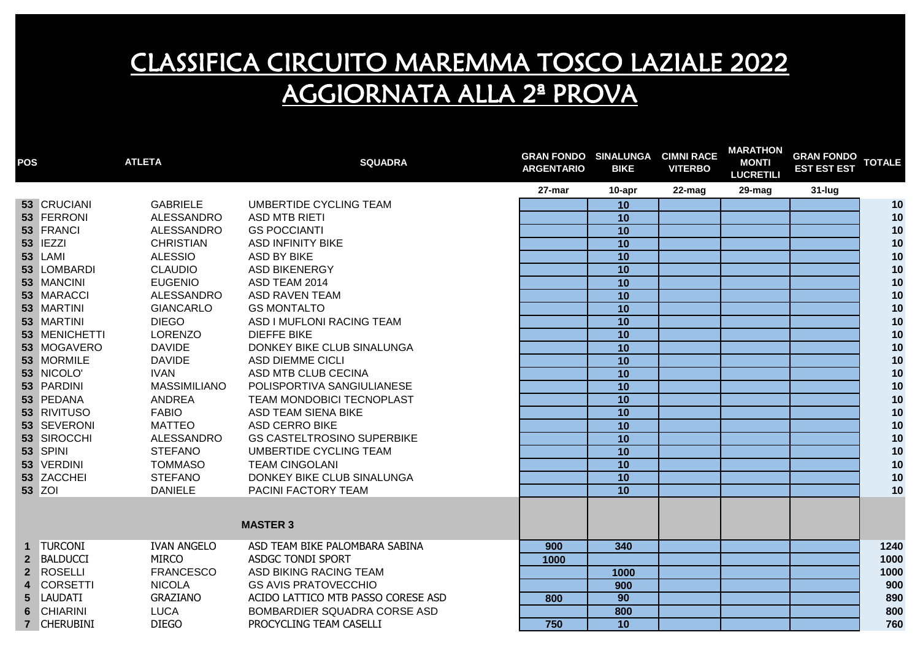# CLASSIFICA CIRCUITO MAREMMA TOSCO LAZIALE 2022
# AGGIORNATA ALLA 2ª PROVA

| POS | ATLETA | | SQUADRA | GRAN FONDO ARGENTARIO | SINALUNGA BIKE | CIMNI RACE VITERBO | MARATHON MONTI LUCRETILI | GRAN FONDO EST EST EST | TOTALE |
|---|---|---|---|---|---|---|---|---|---|
| | | | | 27-mar | 10-apr | 22-mag | 29-mag | 31-lug | |
| 53 | CRUCIANI | GABRIELE | UMBERTIDE CYCLING TEAM | | 10 | | | | 10 |
| 53 | FERRONI | ALESSANDRO | ASD MTB RIETI | | 10 | | | | 10 |
| 53 | FRANCI | ALESSANDRO | GS POCCIANTI | | 10 | | | | 10 |
| 53 | IEZZI | CHRISTIAN | ASD INFINITY BIKE | | 10 | | | | 10 |
| 53 | LAMI | ALESSIO | ASD BY BIKE | | 10 | | | | 10 |
| 53 | LOMBARDI | CLAUDIO | ASD BIKENERGY | | 10 | | | | 10 |
| 53 | MANCINI | EUGENIO | ASD TEAM 2014 | | 10 | | | | 10 |
| 53 | MARACCI | ALESSANDRO | ASD RAVEN TEAM | | 10 | | | | 10 |
| 53 | MARTINI | GIANCARLO | GS MONTALTO | | 10 | | | | 10 |
| 53 | MARTINI | DIEGO | ASD I MUFLONI RACING TEAM | | 10 | | | | 10 |
| 53 | MENICHETTI | LORENZO | DIEFFE BIKE | | 10 | | | | 10 |
| 53 | MOGAVERO | DAVIDE | DONKEY BIKE CLUB SINALUNGA | | 10 | | | | 10 |
| 53 | MORMILE | DAVIDE | ASD DIEMME CICLI | | 10 | | | | 10 |
| 53 | NICOLO' | IVAN | ASD MTB CLUB CECINA | | 10 | | | | 10 |
| 53 | PARDINI | MASSIMILIANO | POLISPORTIVA SANGIULIANESE | | 10 | | | | 10 |
| 53 | PEDANA | ANDREA | TEAM MONDOBICI TECNOPLAST | | 10 | | | | 10 |
| 53 | RIVITUSO | FABIO | ASD TEAM SIENA BIKE | | 10 | | | | 10 |
| 53 | SEVERONI | MATTEO | ASD CERRO BIKE | | 10 | | | | 10 |
| 53 | SIROCCHI | ALESSANDRO | GS CASTELTROSINO SUPERBIKE | | 10 | | | | 10 |
| 53 | SPINI | STEFANO | UMBERTIDE CYCLING TEAM | | 10 | | | | 10 |
| 53 | VERDINI | TOMMASO | TEAM CINGOLANI | | 10 | | | | 10 |
| 53 | ZACCHEI | STEFANO | DONKEY BIKE CLUB SINALUNGA | | 10 | | | | 10 |
| 53 | ZOI | DANIELE | PACINI FACTORY TEAM | | 10 | | | | 10 |
| | | | **MASTER 3** | | | | | | |
| 1 | TURCONI | IVAN ANGELO | ASD TEAM BIKE PALOMBARA SABINA | 900 | 340 | | | | 1240 |
| 2 | BALDUCCI | MIRCO | ASDGC TONDI SPORT | 1000 | | | | | 1000 |
| 2 | ROSELLI | FRANCESCO | ASD BIKING RACING TEAM | | 1000 | | | | 1000 |
| 4 | CORSETTI | NICOLA | GS AVIS PRATOVECCHIO | | 900 | | | | 900 |
| 5 | LAUDATI | GRAZIANO | ACIDO LATTICO MTB PASSO CORESE ASD | 800 | 90 | | | | 890 |
| 6 | CHIARINI | LUCA | BOMBARDIER SQUADRA CORSE ASD | | 800 | | | | 800 |
| 7 | CHERUBINI | DIEGO | PROCYCLING TEAM CASELLI | 750 | 10 | | | | 760 |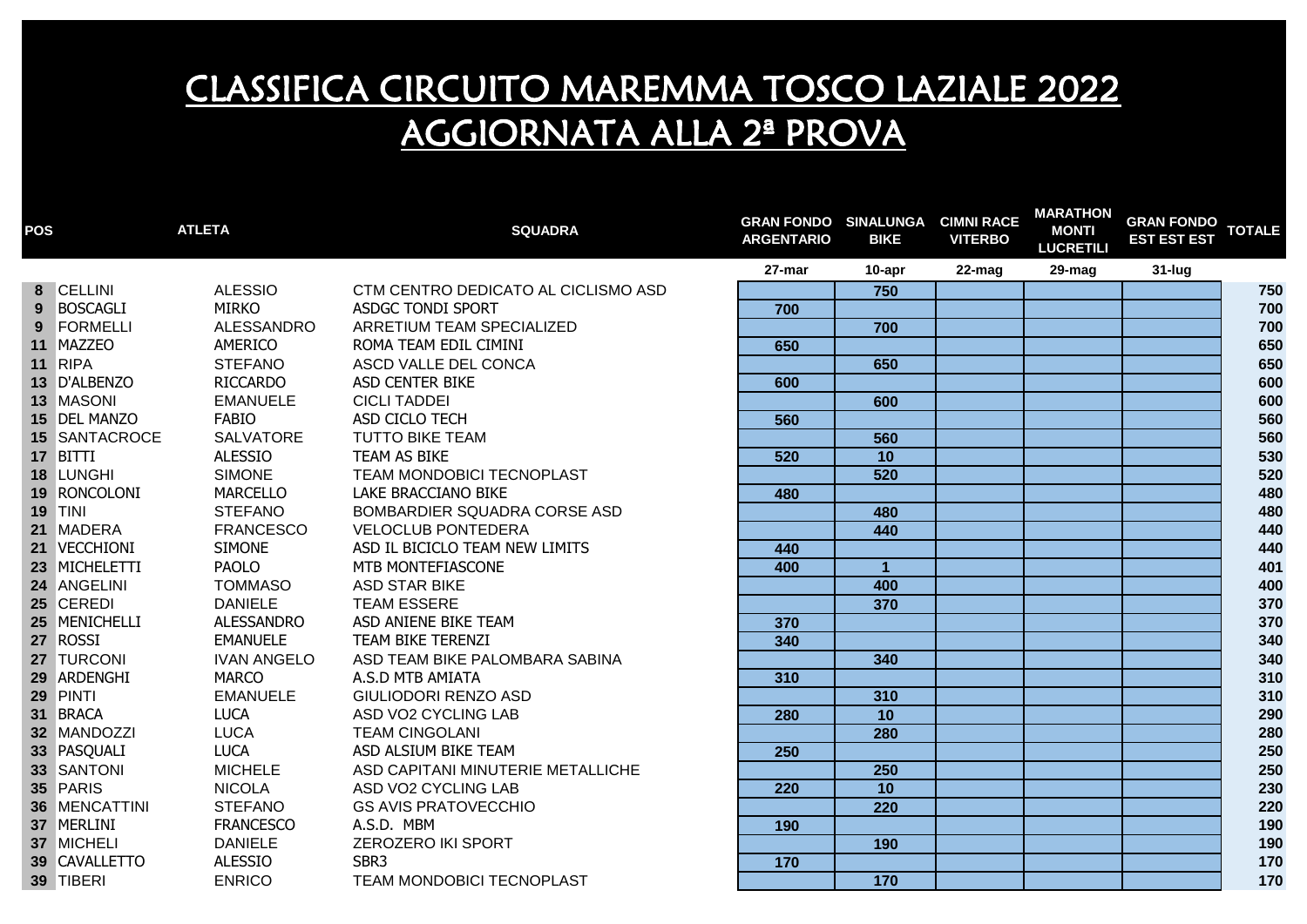# CLASSIFICA CIRCUITO MAREMMA TOSCO LAZIALE 2022
# AGGIORNATA ALLA 2ª PROVA

| POS | ATLETA | | SQUADRA | GRAN FONDO ARGENTARIO | SINALUNGA BIKE | CIMNI RACE VITERBO | MARATHON MONTI LUCRETILI | GRAN FONDO EST EST EST | TOTALE |
|---|---|---|---|---|---|---|---|---|---|
| | | | | 27-mar | 10-apr | 22-mag | 29-mag | 31-lug | |
| 8 | CELLINI | ALESSIO | CTM CENTRO DEDICATO AL CICLISMO ASD | | 750 | | | | 750 |
| 9 | BOSCAGLI | MIRKO | ASDGC TONDI SPORT | 700 | | | | | 700 |
| 9 | FORMELLI | ALESSANDRO | ARRETIUM TEAM SPECIALIZED | | 700 | | | | 700 |
| 11 | MAZZEO | AMERICO | ROMA TEAM EDIL CIMINI | 650 | | | | | 650 |
| 11 | RIPA | STEFANO | ASCD VALLE DEL CONCA | | 650 | | | | 650 |
| 13 | D'ALBENZO | RICCARDO | ASD CENTER BIKE | 600 | | | | | 600 |
| 13 | MASONI | EMANUELE | CICLI TADDEI | | 600 | | | | 600 |
| 15 | DEL MANZO | FABIO | ASD CICLO TECH | 560 | | | | | 560 |
| 15 | SANTACROCE | SALVATORE | TUTTO BIKE TEAM | | 560 | | | | 560 |
| 17 | BITTI | ALESSIO | TEAM AS BIKE | 520 | 10 | | | | 530 |
| 18 | LUNGHI | SIMONE | TEAM MONDOBICI TECNOPLAST | | 520 | | | | 520 |
| 19 | RONCOLONI | MARCELLO | LAKE BRACCIANO BIKE | 480 | | | | | 480 |
| 19 | TINI | STEFANO | BOMBARDIER SQUADRA CORSE ASD | | 480 | | | | 480 |
| 21 | MADERA | FRANCESCO | VELOCLUB PONTEDERA | | 440 | | | | 440 |
| 21 | VECCHIONI | SIMONE | ASD IL BICICLO TEAM NEW LIMITS | 440 | | | | | 440 |
| 23 | MICHELETTI | PAOLO | MTB MONTEFIASCONE | 400 | 1 | | | | 401 |
| 24 | ANGELINI | TOMMASO | ASD STAR BIKE | | 400 | | | | 400 |
| 25 | CEREDI | DANIELE | TEAM ESSERE | | 370 | | | | 370 |
| 25 | MENICHELLI | ALESSANDRO | ASD ANIENE BIKE TEAM | 370 | | | | | 370 |
| 27 | ROSSI | EMANUELE | TEAM BIKE TERENZI | 340 | | | | | 340 |
| 27 | TURCONI | IVAN ANGELO | ASD TEAM BIKE PALOMBARA SABINA | | 340 | | | | 340 |
| 29 | ARDENGHI | MARCO | A.S.D MTB AMIATA | 310 | | | | | 310 |
| 29 | PINTI | EMANUELE | GIULIODORI RENZO ASD | | 310 | | | | 310 |
| 31 | BRACA | LUCA | ASD VO2 CYCLING LAB | 280 | 10 | | | | 290 |
| 32 | MANDOZZI | LUCA | TEAM CINGOLANI | | 280 | | | | 280 |
| 33 | PASQUALI | LUCA | ASD ALSIUM BIKE TEAM | 250 | | | | | 250 |
| 33 | SANTONI | MICHELE | ASD CAPITANI MINUTERIE METALLICHE | | 250 | | | | 250 |
| 35 | PARIS | NICOLA | ASD VO2 CYCLING LAB | 220 | 10 | | | | 230 |
| 36 | MENCATTINI | STEFANO | GS AVIS PRATOVECCHIO | | 220 | | | | 220 |
| 37 | MERLINI | FRANCESCO | A.S.D. MBM | 190 | | | | | 190 |
| 37 | MICHELI | DANIELE | ZEROZERO IKI SPORT | | 190 | | | | 190 |
| 39 | CAVALLETTO | ALESSIO | SBR3 | 170 | | | | | 170 |
| 39 | TIBERI | ENRICO | TEAM MONDOBICI TECNOPLAST | | 170 | | | | 170 |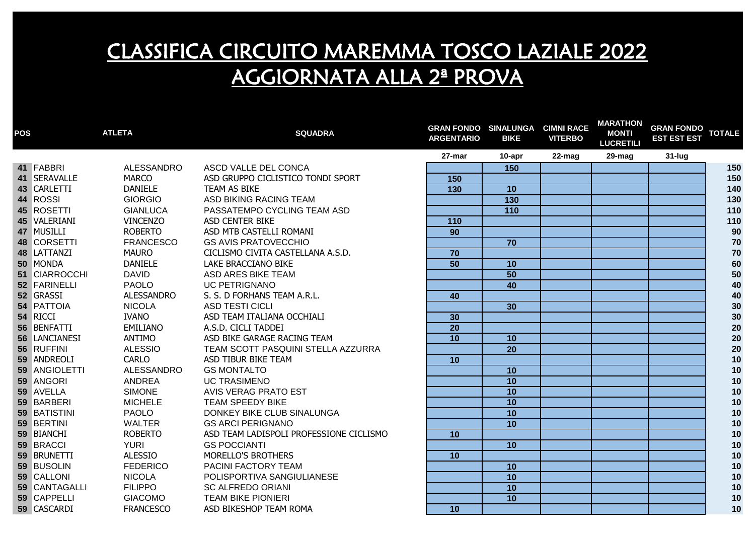# CLASSIFICA CIRCUITO MAREMMA TOSCO LAZIALE 2022
# AGGIORNATA ALLA 2ª PROVA

| POS | ATLETA | | SQUADRA | GRAN FONDO ARGENTARIO | SINALUNGA BIKE | CIMNI RACE VITERBO | MARATHON MONTI LUCRETILI | GRAN FONDO EST EST EST | TOTALE |
|---|---|---|---|---|---|---|---|---|---|
| | | | | 27-mar | 10-apr | 22-mag | 29-mag | 31-lug | |
| 41 | FABBRI | ALESSANDRO | ASCD VALLE DEL CONCA | | 150 | | | | 150 |
| 41 | SERAVALLE | MARCO | ASD GRUPPO CICLISTICO TONDI SPORT | 150 | | | | | 150 |
| 43 | CARLETTI | DANIELE | TEAM AS BIKE | 130 | 10 | | | | 140 |
| 44 | ROSSI | GIORGIO | ASD BIKING RACING TEAM | | 130 | | | | 130 |
| 45 | ROSETTI | GIANLUCA | PASSATEMPO CYCLING TEAM ASD | | 110 | | | | 110 |
| 45 | VALERIANI | VINCENZO | ASD CENTER BIKE | 110 | | | | | 110 |
| 47 | MUSILLI | ROBERTO | ASD MTB CASTELLI ROMANI | 90 | | | | | 90 |
| 48 | CORSETTI | FRANCESCO | GS AVIS PRATOVECCHIO | | 70 | | | | 70 |
| 48 | LATTANZI | MAURO | CICLISMO CIVITA CASTELLANA A.S.D. | 70 | | | | | 70 |
| 50 | MONDA | DANIELE | LAKE BRACCIANO BIKE | 50 | 10 | | | | 60 |
| 51 | CIARROCCHI | DAVID | ASD ARES BIKE TEAM | | 50 | | | | 50 |
| 52 | FARINELLI | PAOLO | UC PETRIGNANO | | 40 | | | | 40 |
| 52 | GRASSI | ALESSANDRO | S. S. D FORHANS TEAM A.R.L. | 40 | | | | | 40 |
| 54 | PATTOIA | NICOLA | ASD TESTI CICLI | | 30 | | | | 30 |
| 54 | RICCI | IVANO | ASD TEAM ITALIANA OCCHIALI | 30 | | | | | 30 |
| 56 | BENFATTI | EMILIANO | A.S.D. CICLI TADDEI | 20 | | | | | 20 |
| 56 | LANCIANESI | ANTIMO | ASD BIKE GARAGE RACING TEAM | 10 | 10 | | | | 20 |
| 56 | RUFFINI | ALESSIO | TEAM SCOTT PASQUINI STELLA AZZURRA | | 20 | | | | 20 |
| 59 | ANDREOLI | CARLO | ASD TIBUR BIKE TEAM | 10 | | | | | 10 |
| 59 | ANGIOLETTI | ALESSANDRO | GS MONTALTO | | 10 | | | | 10 |
| 59 | ANGORI | ANDREA | UC TRASIMENO | | 10 | | | | 10 |
| 59 | AVELLA | SIMONE | AVIS VERAG PRATO EST | | 10 | | | | 10 |
| 59 | BARBERI | MICHELE | TEAM SPEEDY BIKE | | 10 | | | | 10 |
| 59 | BATISTINI | PAOLO | DONKEY BIKE CLUB SINALUNGA | | 10 | | | | 10 |
| 59 | BERTINI | WALTER | GS ARCI PERIGNANO | | 10 | | | | 10 |
| 59 | BIANCHI | ROBERTO | ASD TEAM LADISPOLI PROFESSIONE CICLISMO | 10 | | | | | 10 |
| 59 | BRACCI | YURI | GS POCCIANTI | | 10 | | | | 10 |
| 59 | BRUNETTI | ALESSIO | MORELLO'S BROTHERS | 10 | | | | | 10 |
| 59 | BUSOLIN | FEDERICO | PACINI FACTORY TEAM | | 10 | | | | 10 |
| 59 | CALLONI | NICOLA | POLISPORTIVA SANGIULIANESE | | 10 | | | | 10 |
| 59 | CANTAGALLI | FILIPPO | SC ALFREDO ORIANI | | 10 | | | | 10 |
| 59 | CAPPELLI | GIACOMO | TEAM BIKE PIONIERI | | 10 | | | | 10 |
| 59 | CASCARDI | FRANCESCO | ASD BIKESHOP TEAM ROMA | 10 | | | | | 10 |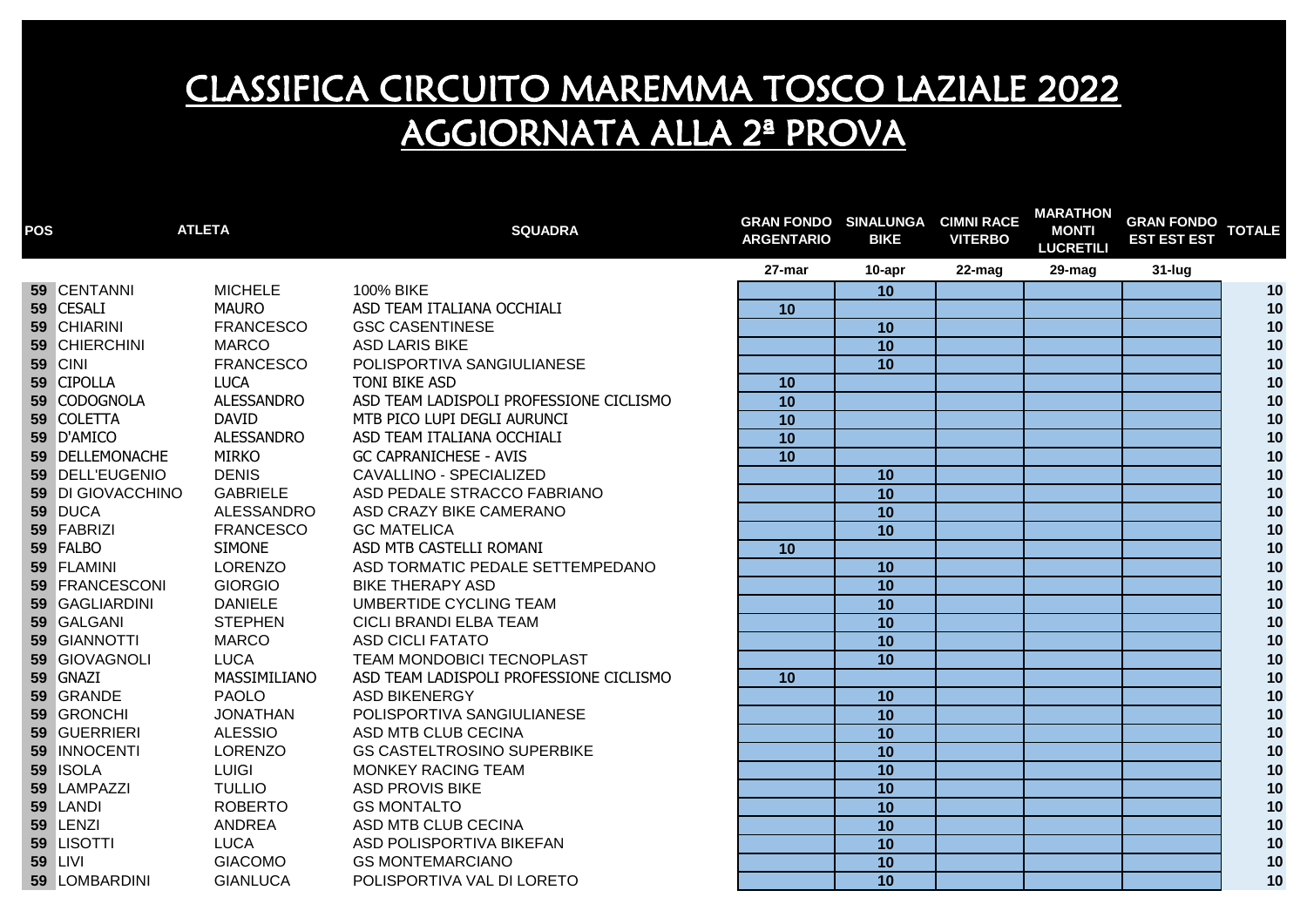# CLASSIFICA CIRCUITO MAREMMA TOSCO LAZIALE 2022
# AGGIORNATA ALLA 2ª PROVA

| POS | ATLETA | | SQUADRA | GRAN FONDO ARGENTARIO | SINALUNGA BIKE | CIMNI RACE VITERBO | MARATHON MONTI LUCRETILI | GRAN FONDO EST EST EST | TOTALE |
|---|---|---|---|---|---|---|---|---|---|
| | | | | 27-mar | 10-apr | 22-mag | 29-mag | 31-lug | |
| 59 | CENTANNI | MICHELE | 100% BIKE | | 10 | | | | 10 |
| 59 | CESALI | MAURO | ASD TEAM ITALIANA OCCHIALI | 10 | | | | | 10 |
| 59 | CHIARINI | FRANCESCO | GSC CASENTINESE | | 10 | | | | 10 |
| 59 | CHIERCHINI | MARCO | ASD LARIS BIKE | | 10 | | | | 10 |
| 59 | CINI | FRANCESCO | POLISPORTIVA SANGIULIANESE | | 10 | | | | 10 |
| 59 | CIPOLLA | LUCA | TONI BIKE ASD | 10 | | | | | 10 |
| 59 | CODOGNOLA | ALESSANDRO | ASD TEAM LADISPOLI PROFESSIONE CICLISMO | 10 | | | | | 10 |
| 59 | COLETTA | DAVID | MTB PICO LUPI DEGLI AURUNCI | 10 | | | | | 10 |
| 59 | D'AMICO | ALESSANDRO | ASD TEAM ITALIANA OCCHIALI | 10 | | | | | 10 |
| 59 | DELLEMONACHE | MIRKO | GC CAPRANICHESE - AVIS | 10 | | | | | 10 |
| 59 | DELL'EUGENIO | DENIS | CAVALLINO - SPECIALIZED | | 10 | | | | 10 |
| 59 | DI GIOVACCHINO | GABRIELE | ASD PEDALE STRACCO FABRIANO | | 10 | | | | 10 |
| 59 | DUCA | ALESSANDRO | ASD CRAZY BIKE CAMERANO | | 10 | | | | 10 |
| 59 | FABRIZI | FRANCESCO | GC MATELICA | | 10 | | | | 10 |
| 59 | FALBO | SIMONE | ASD MTB CASTELLI ROMANI | 10 | | | | | 10 |
| 59 | FLAMINI | LORENZO | ASD TORMATIC PEDALE SETTEMPEDANO | | 10 | | | | 10 |
| 59 | FRANCESCONI | GIORGIO | BIKE THERAPY ASD | | 10 | | | | 10 |
| 59 | GAGLIARDINI | DANIELE | UMBERTIDE CYCLING TEAM | | 10 | | | | 10 |
| 59 | GALGANI | STEPHEN | CICLI BRANDI ELBA TEAM | | 10 | | | | 10 |
| 59 | GIANNOTTI | MARCO | ASD CICLI FATATO | | 10 | | | | 10 |
| 59 | GIOVAGNOLI | LUCA | TEAM MONDOBICI TECNOPLAST | | 10 | | | | 10 |
| 59 | GNAZI | MASSIMILIANO | ASD TEAM LADISPOLI PROFESSIONE CICLISMO | 10 | | | | | 10 |
| 59 | GRANDE | PAOLO | ASD BIKENERGY | | 10 | | | | 10 |
| 59 | GRONCHI | JONATHAN | POLISPORTIVA SANGIULIANESE | | 10 | | | | 10 |
| 59 | GUERRIERI | ALESSIO | ASD MTB CLUB CECINA | | 10 | | | | 10 |
| 59 | INNOCENTI | LORENZO | GS CASTELTROSINO SUPERBIKE | | 10 | | | | 10 |
| 59 | ISOLA | LUIGI | MONKEY RACING TEAM | | 10 | | | | 10 |
| 59 | LAMPAZZI | TULLIO | ASD PROVIS BIKE | | 10 | | | | 10 |
| 59 | LANDI | ROBERTO | GS MONTALTO | | 10 | | | | 10 |
| 59 | LENZI | ANDREA | ASD MTB CLUB CECINA | | 10 | | | | 10 |
| 59 | LISOTTI | LUCA | ASD POLISPORTIVA BIKEFAN | | 10 | | | | 10 |
| 59 | LIVI | GIACOMO | GS MONTEMARCIANO | | 10 | | | | 10 |
| 59 | LOMBARDINI | GIANLUCA | POLISPORTIVA VAL DI LORETO | | 10 | | | | 10 |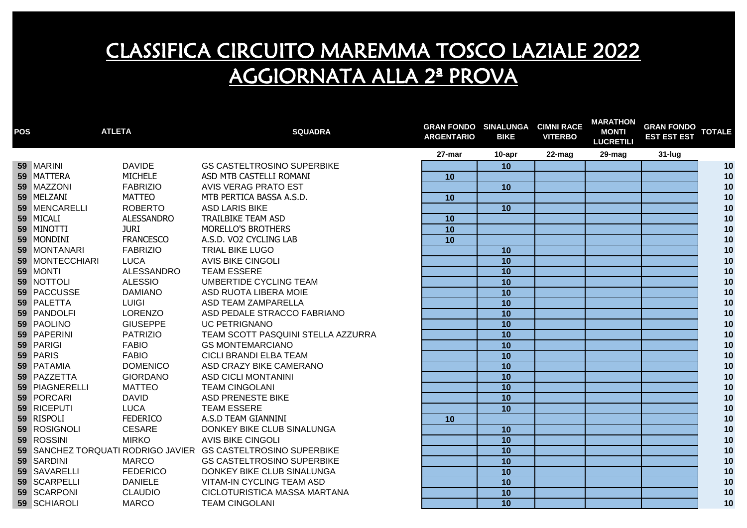# CLASSIFICA CIRCUITO MAREMMA TOSCO LAZIALE 2022
# AGGIORNATA ALLA 2ª PROVA

| POS | ATLETA | | SQUADRA | GRAN FONDO ARGENTARIO | SINALUNGA BIKE | CIMNI RACE VITERBO | MARATHON MONTI LUCRETILI | GRAN FONDO EST EST EST | TOTALE |
|---|---|---|---|---|---|---|---|---|---|
| | | | | 27-mar | 10-apr | 22-mag | 29-mag | 31-lug | |
| 59 | MARINI | DAVIDE | GS CASTELTROSINO SUPERBIKE | | 10 | | | | 10 |
| 59 | MATTERA | MICHELE | ASD MTB CASTELLI ROMANI | 10 | | | | | 10 |
| 59 | MAZZONI | FABRIZIO | AVIS VERAG PRATO EST | | 10 | | | | 10 |
| 59 | MELZANI | MATTEO | MTB PERTICA BASSA A.S.D. | 10 | | | | | 10 |
| 59 | MENCARELLI | ROBERTO | ASD LARIS BIKE | | 10 | | | | 10 |
| 59 | MICALI | ALESSANDRO | TRAILBIKE TEAM ASD | 10 | | | | | 10 |
| 59 | MINOTTI | JURI | MORELLO'S BROTHERS | 10 | | | | | 10 |
| 59 | MONDINI | FRANCESCO | A.S.D. VO2 CYCLING LAB | 10 | | | | | 10 |
| 59 | MONTANARI | FABRIZIO | TRIAL BIKE LUGO | | 10 | | | | 10 |
| 59 | MONTECCHIARI | LUCA | AVIS BIKE CINGOLI | | 10 | | | | 10 |
| 59 | MONTI | ALESSANDRO | TEAM ESSERE | | 10 | | | | 10 |
| 59 | NOTTOLI | ALESSIO | UMBERTIDE CYCLING TEAM | | 10 | | | | 10 |
| 59 | PACCUSSE | DAMIANO | ASD RUOTA LIBERA MOIE | | 10 | | | | 10 |
| 59 | PALETTA | LUIGI | ASD TEAM ZAMPARELLA | | 10 | | | | 10 |
| 59 | PANDOLFI | LORENZO | ASD PEDALE STRACCO FABRIANO | | 10 | | | | 10 |
| 59 | PAOLINO | GIUSEPPE | UC PETRIGNANO | | 10 | | | | 10 |
| 59 | PAPERINI | PATRIZIO | TEAM SCOTT PASQUINI STELLA AZZURRA | | 10 | | | | 10 |
| 59 | PARIGI | FABIO | GS MONTEMARCIANO | | 10 | | | | 10 |
| 59 | PARIS | FABIO | CICLI BRANDI ELBA TEAM | | 10 | | | | 10 |
| 59 | PATAMIA | DOMENICO | ASD CRAZY BIKE CAMERANO | | 10 | | | | 10 |
| 59 | PAZZETTA | GIORDANO | ASD CICLI MONTANINI | | 10 | | | | 10 |
| 59 | PIAGNERELLI | MATTEO | TEAM CINGOLANI | | 10 | | | | 10 |
| 59 | PORCARI | DAVID | ASD PRENESTE BIKE | | 10 | | | | 10 |
| 59 | RICEPUTI | LUCA | TEAM ESSERE | | 10 | | | | 10 |
| 59 | RISPOLI | FEDERICO | A.S.D TEAM GIANNINI | 10 | | | | | 10 |
| 59 | ROSIGNOLI | CESARE | DONKEY BIKE CLUB SINALUNGA | | 10 | | | | 10 |
| 59 | ROSSINI | MIRKO | AVIS BIKE CINGOLI | | 10 | | | | 10 |
| 59 | SANCHEZ TORQUATI | RODRIGO JAVIER | GS CASTELTROSINO SUPERBIKE | | 10 | | | | 10 |
| 59 | SARDINI | MARCO | GS CASTELTROSINO SUPERBIKE | | 10 | | | | 10 |
| 59 | SAVARELLI | FEDERICO | DONKEY BIKE CLUB SINALUNGA | | 10 | | | | 10 |
| 59 | SCARPELLI | DANIELE | VITAM-IN CYCLING TEAM ASD | | 10 | | | | 10 |
| 59 | SCARPONI | CLAUDIO | CICLOTURISTICA MASSA MARTANA | | 10 | | | | 10 |
| 59 | SCHIAROLI | MARCO | TEAM CINGOLANI | | 10 | | | | 10 |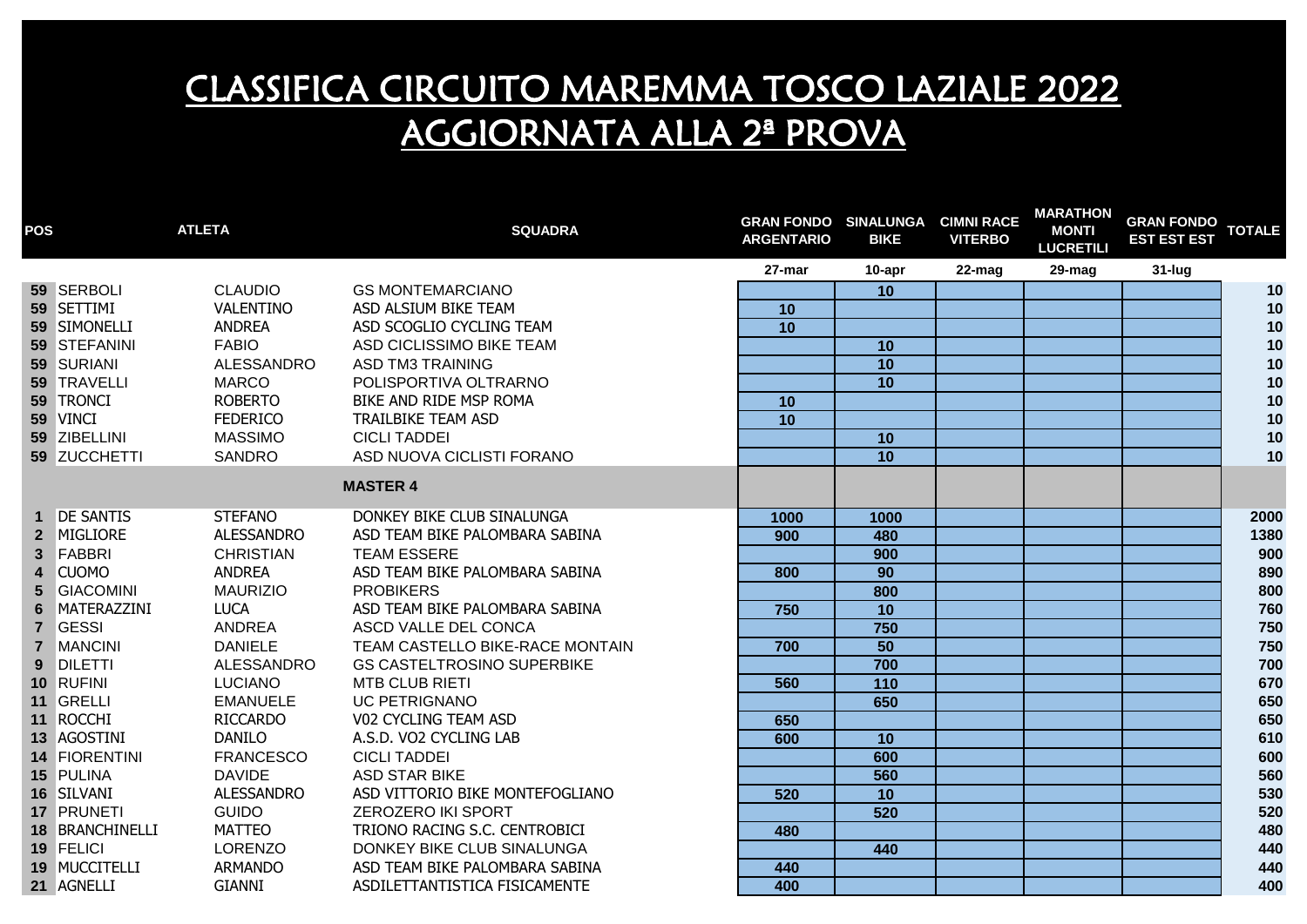# CLASSIFICA CIRCUITO MAREMMA TOSCO LAZIALE 2022
# AGGIORNATA ALLA 2ª PROVA

| POS | ATLETA | | SQUADRA | GRAN FONDO ARGENTARIO | SINALUNGA BIKE | CIMNI RACE VITERBO | MARATHON MONTI LUCRETILI | GRAN FONDO EST EST EST | TOTALE |
|---|---|---|---|---|---|---|---|---|---|
| | | | | 27-mar | 10-apr | 22-mag | 29-mag | 31-lug | |
| 59 | SERBOLI | CLAUDIO | GS MONTEMARCIANO | | 10 | | | | 10 |
| 59 | SETTIMI | VALENTINO | ASD ALSIUM BIKE TEAM | 10 | | | | | 10 |
| 59 | SIMONELLI | ANDREA | ASD SCOGLIO CYCLING TEAM | 10 | | | | | 10 |
| 59 | STEFANINI | FABIO | ASD CICLISSIMO BIKE TEAM | | 10 | | | | 10 |
| 59 | SURIANI | ALESSANDRO | ASD TM3 TRAINING | | 10 | | | | 10 |
| 59 | TRAVELLI | MARCO | POLISPORTIVA OLTRARNO | | 10 | | | | 10 |
| 59 | TRONCI | ROBERTO | BIKE AND RIDE MSP ROMA | 10 | | | | | 10 |
| 59 | VINCI | FEDERICO | TRAILBIKE TEAM ASD | 10 | | | | | 10 |
| 59 | ZIBELLINI | MASSIMO | CICLI TADDEI | | 10 | | | | 10 |
| 59 | ZUCCHETTI | SANDRO | ASD NUOVA CICLISTI FORANO | | 10 | | | | 10 |
| | | | **MASTER 4** | | | | | | |
| 1 | DE SANTIS | STEFANO | DONKEY BIKE CLUB SINALUNGA | 1000 | 1000 | | | | 2000 |
| 2 | MIGLIORE | ALESSANDRO | ASD TEAM BIKE PALOMBARA SABINA | 900 | 480 | | | | 1380 |
| 3 | FABBRI | CHRISTIAN | TEAM ESSERE | | 900 | | | | 900 |
| 4 | CUOMO | ANDREA | ASD TEAM BIKE PALOMBARA SABINA | 800 | 90 | | | | 890 |
| 5 | GIACOMINI | MAURIZIO | PROBIKERS | | 800 | | | | 800 |
| 6 | MATERAZZINI | LUCA | ASD TEAM BIKE PALOMBARA SABINA | 750 | 10 | | | | 760 |
| 7 | GESSI | ANDREA | ASCD VALLE DEL CONCA | | 750 | | | | 750 |
| 7 | MANCINI | DANIELE | TEAM CASTELLO BIKE-RACE MONTAIN | 700 | 50 | | | | 750 |
| 9 | DILETTI | ALESSANDRO | GS CASTELTROSINO SUPERBIKE | | 700 | | | | 700 |
| 10 | RUFINI | LUCIANO | MTB CLUB RIETI | 560 | 110 | | | | 670 |
| 11 | GRELLI | EMANUELE | UC PETRIGNANO | | 650 | | | | 650 |
| 11 | ROCCHI | RICCARDO | V02 CYCLING TEAM ASD | 650 | | | | | 650 |
| 13 | AGOSTINI | DANILO | A.S.D. VO2 CYCLING LAB | 600 | 10 | | | | 610 |
| 14 | FIORENTINI | FRANCESCO | CICLI TADDEI | | 600 | | | | 600 |
| 15 | PULINA | DAVIDE | ASD STAR BIKE | | 560 | | | | 560 |
| 16 | SILVANI | ALESSANDRO | ASD VITTORIO BIKE MONTEFOGLIANO | 520 | 10 | | | | 530 |
| 17 | PRUNETI | GUIDO | ZEROZERO IKI SPORT | | 520 | | | | 520 |
| 18 | BRANCHINELLI | MATTEO | TRIONO RACING S.C. CENTROBICI | 480 | | | | | 480 |
| 19 | FELICI | LORENZO | DONKEY BIKE CLUB SINALUNGA | | 440 | | | | 440 |
| 19 | MUCCITELLI | ARMANDO | ASD TEAM BIKE PALOMBARA SABINA | 440 | | | | | 440 |
| 21 | AGNELLI | GIANNI | ASDILETTANTISTICA FISICAMENTE | 400 | | | | | 400 |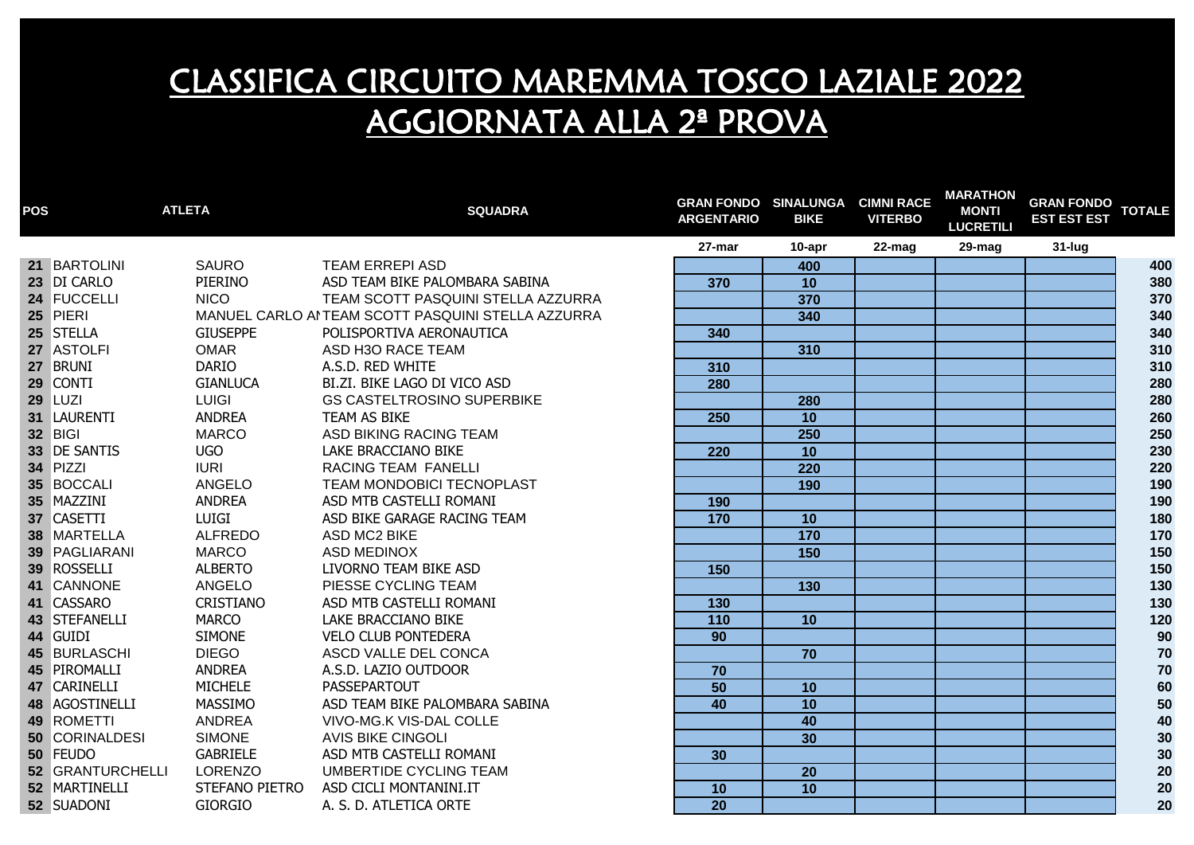# CLASSIFICA CIRCUITO MAREMMA TOSCO LAZIALE 2022
# AGGIORNATA ALLA 2ª PROVA

| POS | ATLETA | | SQUADRA | GRAN FONDO ARGENTARIO | SINALUNGA BIKE | CIMNI RACE VITERBO | MARATHON MONTI LUCRETILI | GRAN FONDO EST EST EST | TOTALE |
|---|---|---|---|---|---|---|---|---|---|
| | | | | 27-mar | 10-apr | 22-mag | 29-mag | 31-lug | |
| 21 | BARTOLINI | SAURO | TEAM ERREPI ASD | | 400 | | | | 400 |
| 23 | DI CARLO | PIERINO | ASD TEAM BIKE PALOMBARA SABINA | 370 | 10 | | | | 380 |
| 24 | FUCCELLI | NICO | TEAM SCOTT PASQUINI STELLA AZZURRA | | 370 | | | | 370 |
| 25 | PIERI | MANUEL CARLO AN | TEAM SCOTT PASQUINI STELLA AZZURRA | | 340 | | | | 340 |
| 25 | STELLA | GIUSEPPE | POLISPORTIVA AERONAUTICA | 340 | | | | | 340 |
| 27 | ASTOLFI | OMAR | ASD H3O RACE TEAM | | 310 | | | | 310 |
| 27 | BRUNI | DARIO | A.S.D. RED WHITE | 310 | | | | | 310 |
| 29 | CONTI | GIANLUCA | BI.ZI. BIKE LAGO DI VICO ASD | 280 | | | | | 280 |
| 29 | LUZI | LUIGI | GS CASTELTROSINO SUPERBIKE | | 280 | | | | 280 |
| 31 | LAURENTI | ANDREA | TEAM AS BIKE | 250 | 10 | | | | 260 |
| 32 | BIGI | MARCO | ASD BIKING RACING TEAM | | 250 | | | | 250 |
| 33 | DE SANTIS | UGO | LAKE BRACCIANO BIKE | 220 | 10 | | | | 230 |
| 34 | PIZZI | IURI | RACING TEAM FANELLI | | 220 | | | | 220 |
| 35 | BOCCALI | ANGELO | TEAM MONDOBICI TECNOPLAST | | 190 | | | | 190 |
| 35 | MAZZINI | ANDREA | ASD MTB CASTELLI ROMANI | 190 | | | | | 190 |
| 37 | CASETTI | LUIGI | ASD BIKE GARAGE RACING TEAM | 170 | 10 | | | | 180 |
| 38 | MARTELLA | ALFREDO | ASD MC2 BIKE | | 170 | | | | 170 |
| 39 | PAGLIARANI | MARCO | ASD MEDINOX | | 150 | | | | 150 |
| 39 | ROSSELLI | ALBERTO | LIVORNO TEAM BIKE ASD | 150 | | | | | 150 |
| 41 | CANNONE | ANGELO | PIESSE CYCLING TEAM | | 130 | | | | 130 |
| 41 | CASSARO | CRISTIANO | ASD MTB CASTELLI ROMANI | 130 | | | | | 130 |
| 43 | STEFANELLI | MARCO | LAKE BRACCIANO BIKE | 110 | 10 | | | | 120 |
| 44 | GUIDI | SIMONE | VELO CLUB PONTEDERA | 90 | | | | | 90 |
| 45 | BURLASCHI | DIEGO | ASCD VALLE DEL CONCA | | 70 | | | | 70 |
| 45 | PIROMALLI | ANDREA | A.S.D. LAZIO OUTDOOR | 70 | | | | | 70 |
| 47 | CARINELLI | MICHELE | PASSEPARTOUT | 50 | 10 | | | | 60 |
| 48 | AGOSTINELLI | MASSIMO | ASD TEAM BIKE PALOMBARA SABINA | 40 | 10 | | | | 50 |
| 49 | ROMETTI | ANDREA | VIVO-MG.K VIS-DAL COLLE | | 40 | | | | 40 |
| 50 | CORINALDESI | SIMONE | AVIS BIKE CINGOLI | | 30 | | | | 30 |
| 50 | FEUDO | GABRIELE | ASD MTB CASTELLI ROMANI | 30 | | | | | 30 |
| 52 | GRANTURCHELLI | LORENZO | UMBERTIDE CYCLING TEAM | | 20 | | | | 20 |
| 52 | MARTINELLI | STEFANO PIETRO | ASD CICLI MONTANINI.IT | 10 | 10 | | | | 20 |
| 52 | SUADONI | GIORGIO | A. S. D. ATLETICA ORTE | 20 | | | | | 20 |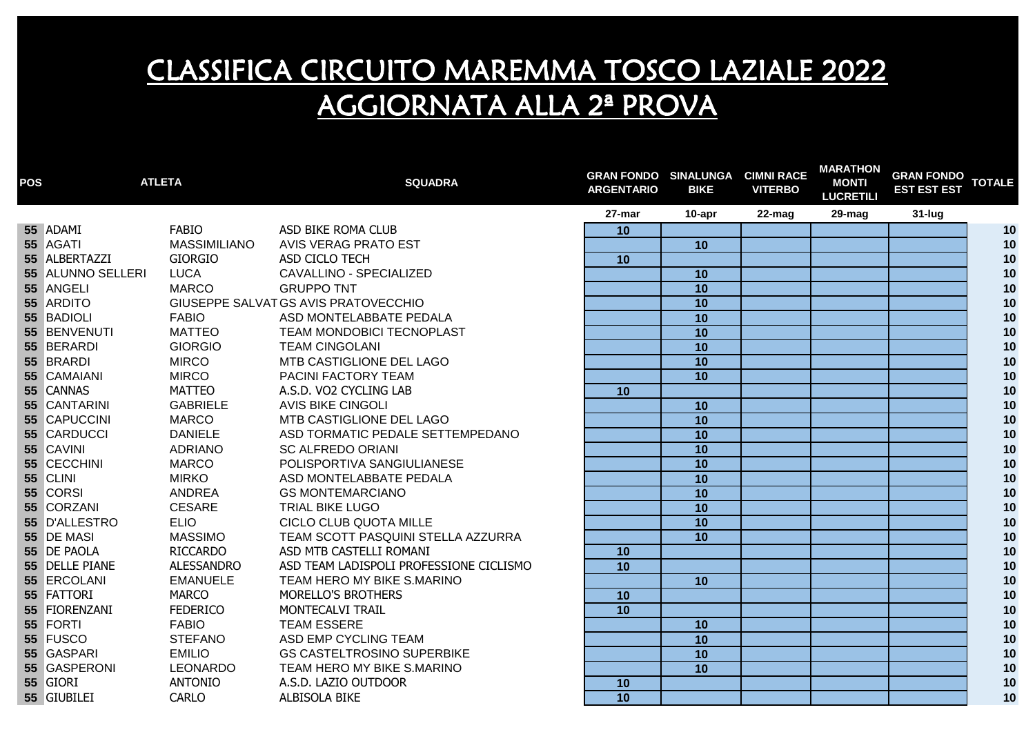# CLASSIFICA CIRCUITO MAREMMA TOSCO LAZIALE 2022
# AGGIORNATA ALLA 2ª PROVA

| POS | ATLETA | | SQUADRA | GRAN FONDO ARGENTARIO | SINALUNGA BIKE | CIMNI RACE VITERBO | MARATHON MONTI LUCRETILI | GRAN FONDO EST EST EST | TOTALE |
|---|---|---|---|---|---|---|---|---|---|
| | | | | 27-mar | 10-apr | 22-mag | 29-mag | 31-lug | |
| 55 | ADAMI | FABIO | ASD BIKE ROMA CLUB | 10 | | | | | 10 |
| 55 | AGATI | MASSIMILIANO | AVIS VERAG PRATO EST | | 10 | | | | 10 |
| 55 | ALBERTAZZI | GIORGIO | ASD CICLO TECH | 10 | | | | | 10 |
| 55 | ALUNNO SELLERI | LUCA | CAVALLINO - SPECIALIZED | | 10 | | | | 10 |
| 55 | ANGELI | MARCO | GRUPPO TNT | | 10 | | | | 10 |
| 55 | ARDITO | GIUSEPPE SALVAT | GS AVIS PRATOVECCHIO | | 10 | | | | 10 |
| 55 | BADIOLI | FABIO | ASD MONTELABBATE PEDALA | | 10 | | | | 10 |
| 55 | BENVENUTI | MATTEO | TEAM MONDOBICI TECNOPLAST | | 10 | | | | 10 |
| 55 | BERARDI | GIORGIO | TEAM CINGOLANI | | 10 | | | | 10 |
| 55 | BRARDI | MIRCO | MTB CASTIGLIONE DEL LAGO | | 10 | | | | 10 |
| 55 | CAMAIANI | MIRCO | PACINI FACTORY TEAM | | 10 | | | | 10 |
| 55 | CANNAS | MATTEO | A.S.D. VO2 CYCLING LAB | 10 | | | | | 10 |
| 55 | CANTARINI | GABRIELE | AVIS BIKE CINGOLI | | 10 | | | | 10 |
| 55 | CAPUCCINI | MARCO | MTB CASTIGLIONE DEL LAGO | | 10 | | | | 10 |
| 55 | CARDUCCI | DANIELE | ASD TORMATIC PEDALE SETTEMPEDANO | | 10 | | | | 10 |
| 55 | CAVINI | ADRIANO | SC ALFREDO ORIANI | | 10 | | | | 10 |
| 55 | CECCHINI | MARCO | POLISPORTIVA SANGIULIANESE | | 10 | | | | 10 |
| 55 | CLINI | MIRKO | ASD MONTELABBATE PEDALA | | 10 | | | | 10 |
| 55 | CORSI | ANDREA | GS MONTEMARCIANO | | 10 | | | | 10 |
| 55 | CORZANI | CESARE | TRIAL BIKE LUGO | | 10 | | | | 10 |
| 55 | D'ALLESTRO | ELIO | CICLO CLUB QUOTA MILLE | | 10 | | | | 10 |
| 55 | DE MASI | MASSIMO | TEAM SCOTT PASQUINI STELLA AZZURRA | | 10 | | | | 10 |
| 55 | DE PAOLA | RICCARDO | ASD MTB CASTELLI ROMANI | 10 | | | | | 10 |
| 55 | DELLE PIANE | ALESSANDRO | ASD TEAM LADISPOLI PROFESSIONE CICLISMO | 10 | | | | | 10 |
| 55 | ERCOLANI | EMANUELE | TEAM HERO MY BIKE S.MARINO | | 10 | | | | 10 |
| 55 | FATTORI | MARCO | MORELLO'S BROTHERS | 10 | | | | | 10 |
| 55 | FIORENZANI | FEDERICO | MONTECALVI TRAIL | 10 | | | | | 10 |
| 55 | FORTI | FABIO | TEAM ESSERE | | 10 | | | | 10 |
| 55 | FUSCO | STEFANO | ASD EMP CYCLING TEAM | | 10 | | | | 10 |
| 55 | GASPARI | EMILIO | GS CASTELTROSINO SUPERBIKE | | 10 | | | | 10 |
| 55 | GASPERONI | LEONARDO | TEAM HERO MY BIKE S.MARINO | | 10 | | | | 10 |
| 55 | GIORI | ANTONIO | A.S.D. LAZIO OUTDOOR | 10 | | | | | 10 |
| 55 | GIUBILEI | CARLO | ALBISOLA BIKE | 10 | | | | | 10 |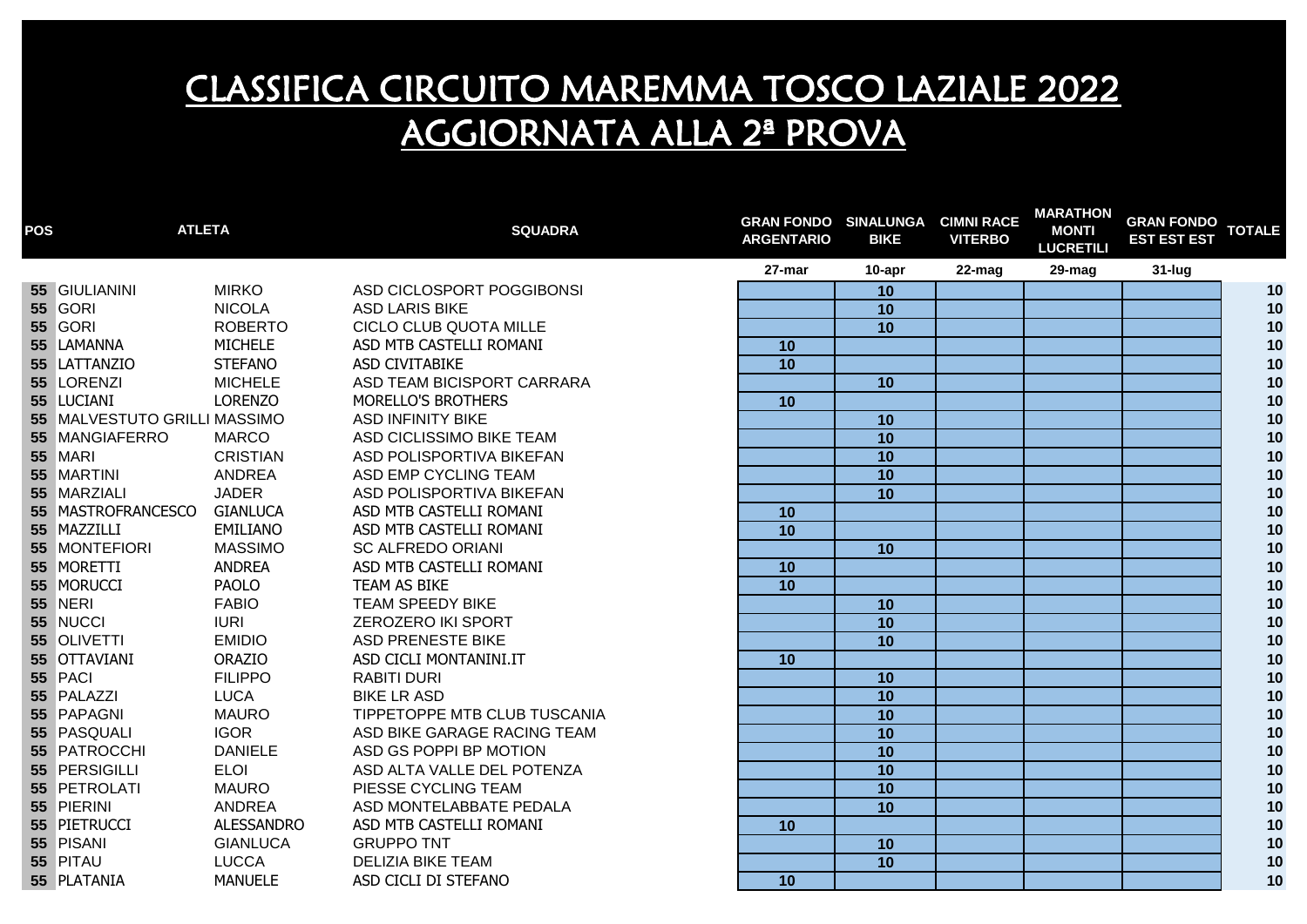# CLASSIFICA CIRCUITO MAREMMA TOSCO LAZIALE 2022
# AGGIORNATA ALLA 2ª PROVA

| POS | ATLETA | | SQUADRA | GRAN FONDO ARGENTARIO | SINALUNGA BIKE | CIMNI RACE VITERBO | MARATHON MONTI LUCRETILI | GRAN FONDO EST EST EST | TOTALE |
|---|---|---|---|---|---|---|---|---|---|
| | | | | 27-mar | 10-apr | 22-mag | 29-mag | 31-lug | |
| 55 | GIULIANINI | MIRKO | ASD CICLOSPORT POGGIBONSI | | 10 | | | | 10 |
| 55 | GORI | NICOLA | ASD LARIS BIKE | | 10 | | | | 10 |
| 55 | GORI | ROBERTO | CICLO CLUB QUOTA MILLE | | 10 | | | | 10 |
| 55 | LAMANNA | MICHELE | ASD MTB CASTELLI ROMANI | 10 | | | | | 10 |
| 55 | LATTANZIO | STEFANO | ASD CIVITABIKE | 10 | | | | | 10 |
| 55 | LORENZI | MICHELE | ASD TEAM BICISPORT CARRARA | | 10 | | | | 10 |
| 55 | LUCIANI | LORENZO | MORELLO'S BROTHERS | 10 | | | | | 10 |
| 55 | MALVESTUTO GRILLI | MASSIMO | ASD INFINITY BIKE | | 10 | | | | 10 |
| 55 | MANGIAFERRO | MARCO | ASD CICLISSIMO BIKE TEAM | | 10 | | | | 10 |
| 55 | MARI | CRISTIAN | ASD POLISPORTIVA BIKEFAN | | 10 | | | | 10 |
| 55 | MARTINI | ANDREA | ASD EMP CYCLING TEAM | | 10 | | | | 10 |
| 55 | MARZIALI | JADER | ASD POLISPORTIVA BIKEFAN | | 10 | | | | 10 |
| 55 | MASTROFRANCESCO | GIANLUCA | ASD MTB CASTELLI ROMANI | 10 | | | | | 10 |
| 55 | MAZZILLI | EMILIANO | ASD MTB CASTELLI ROMANI | 10 | | | | | 10 |
| 55 | MONTEFIORI | MASSIMO | SC ALFREDO ORIANI | | 10 | | | | 10 |
| 55 | MORETTI | ANDREA | ASD MTB CASTELLI ROMANI | 10 | | | | | 10 |
| 55 | MORUCCI | PAOLO | TEAM AS BIKE | 10 | | | | | 10 |
| 55 | NERI | FABIO | TEAM SPEEDY BIKE | | 10 | | | | 10 |
| 55 | NUCCI | IURI | ZEROZERO IKI SPORT | | 10 | | | | 10 |
| 55 | OLIVETTI | EMIDIO | ASD PRENESTE BIKE | | 10 | | | | 10 |
| 55 | OTTAVIANI | ORAZIO | ASD CICLI MONTANINI.IT | 10 | | | | | 10 |
| 55 | PACI | FILIPPO | RABITI DURI | | 10 | | | | 10 |
| 55 | PALAZZI | LUCA | BIKE LR ASD | | 10 | | | | 10 |
| 55 | PAPAGNI | MAURO | TIPPETOPPE MTB CLUB TUSCANIA | | 10 | | | | 10 |
| 55 | PASQUALI | IGOR | ASD BIKE GARAGE RACING TEAM | | 10 | | | | 10 |
| 55 | PATROCCHI | DANIELE | ASD GS POPPI BP MOTION | | 10 | | | | 10 |
| 55 | PERSIGILLI | ELOI | ASD ALTA VALLE DEL POTENZA | | 10 | | | | 10 |
| 55 | PETROLATI | MAURO | PIESSE CYCLING TEAM | | 10 | | | | 10 |
| 55 | PIERINI | ANDREA | ASD MONTELABBATE PEDALA | | 10 | | | | 10 |
| 55 | PIETRUCCI | ALESSANDRO | ASD MTB CASTELLI ROMANI | 10 | | | | | 10 |
| 55 | PISANI | GIANLUCA | GRUPPO TNT | | 10 | | | | 10 |
| 55 | PITAU | LUCCA | DELIZIA BIKE TEAM | | 10 | | | | 10 |
| 55 | PLATANIA | MANUELE | ASD CICLI DI STEFANO | 10 | | | | | 10 |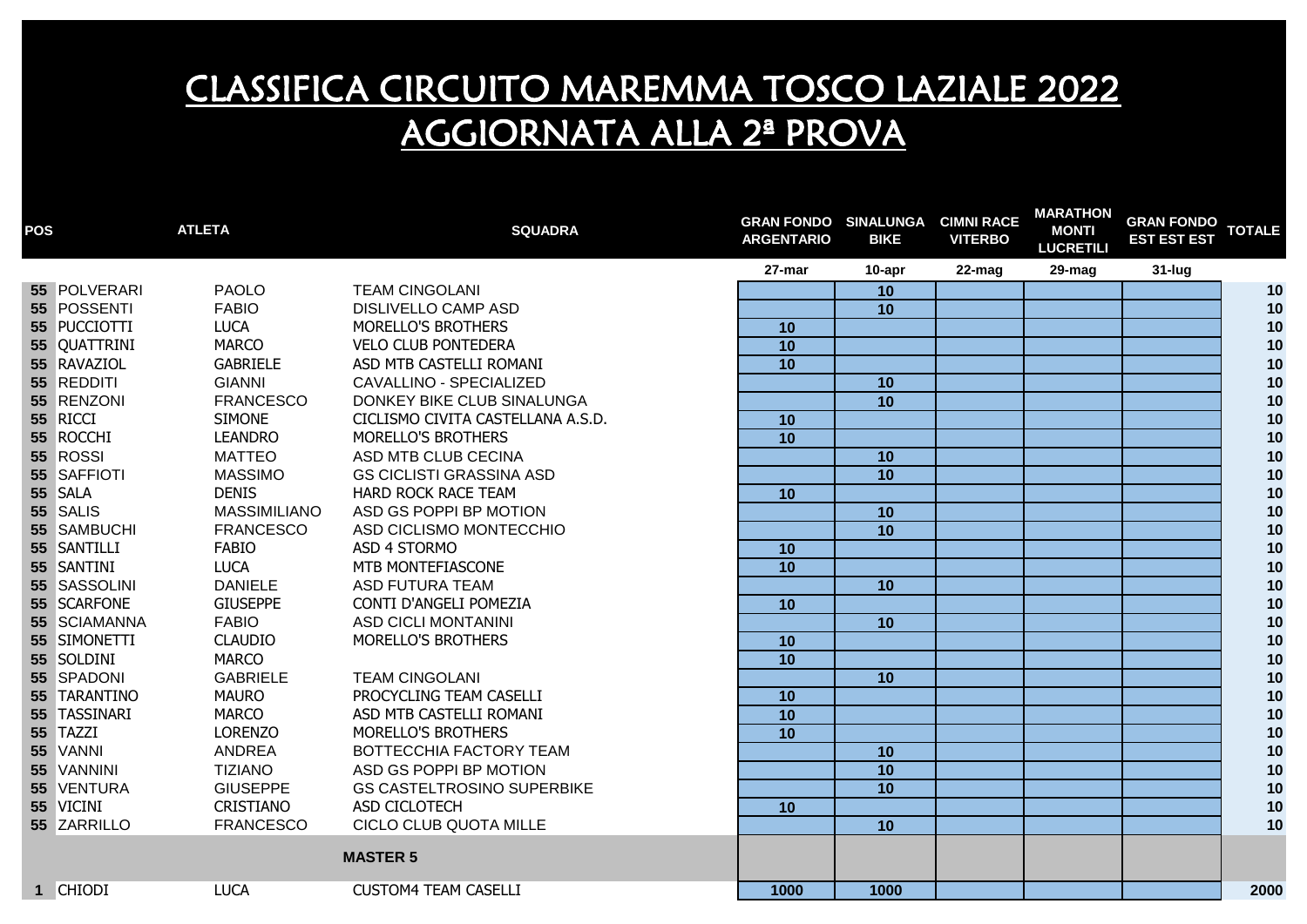# CLASSIFICA CIRCUITO MAREMMA TOSCO LAZIALE 2022
# AGGIORNATA ALLA 2ª PROVA

| POS | ATLETA | | SQUADRA | GRAN FONDO ARGENTARIO | SINALUNGA BIKE | CIMNI RACE VITERBO | MARATHON MONTI LUCRETILI | GRAN FONDO EST EST EST | TOTALE |
|---|---|---|---|---|---|---|---|---|---|
| | | | | 27-mar | 10-apr | 22-mag | 29-mag | 31-lug | |
| 55 | POLVERARI | PAOLO | TEAM CINGOLANI | | 10 | | | | 10 |
| 55 | POSSENTI | FABIO | DISLIVELLO CAMP ASD | | 10 | | | | 10 |
| 55 | PUCCIOTTI | LUCA | MORELLO'S BROTHERS | 10 | | | | | 10 |
| 55 | QUATTRINI | MARCO | VELO CLUB PONTEDERA | 10 | | | | | 10 |
| 55 | RAVAZIOL | GABRIELE | ASD MTB CASTELLI ROMANI | 10 | | | | | 10 |
| 55 | REDDITI | GIANNI | CAVALLINO - SPECIALIZED | | 10 | | | | 10 |
| 55 | RENZONI | FRANCESCO | DONKEY BIKE CLUB SINALUNGA | | 10 | | | | 10 |
| 55 | RICCI | SIMONE | CICLISMO CIVITA CASTELLANA A.S.D. | 10 | | | | | 10 |
| 55 | ROCCHI | LEANDRO | MORELLO'S BROTHERS | 10 | | | | | 10 |
| 55 | ROSSI | MATTEO | ASD MTB CLUB CECINA | | 10 | | | | 10 |
| 55 | SAFFIOTI | MASSIMO | GS CICLISTI GRASSINA ASD | | 10 | | | | 10 |
| 55 | SALA | DENIS | HARD ROCK RACE TEAM | 10 | | | | | 10 |
| 55 | SALIS | MASSIMILIANO | ASD GS POPPI BP MOTION | | 10 | | | | 10 |
| 55 | SAMBUCHI | FRANCESCO | ASD CICLISMO MONTECCHIO | | 10 | | | | 10 |
| 55 | SANTILLI | FABIO | ASD 4 STORMO | 10 | | | | | 10 |
| 55 | SANTINI | LUCA | MTB MONTEFIASCONE | 10 | | | | | 10 |
| 55 | SASSOLINI | DANIELE | ASD FUTURA TEAM | | 10 | | | | 10 |
| 55 | SCARFONE | GIUSEPPE | CONTI D'ANGELI POMEZIA | 10 | | | | | 10 |
| 55 | SCIAMANNA | FABIO | ASD CICLI MONTANINI | | 10 | | | | 10 |
| 55 | SIMONETTI | CLAUDIO | MORELLO'S BROTHERS | 10 | | | | | 10 |
| 55 | SOLDINI | MARCO | | 10 | | | | | 10 |
| 55 | SPADONI | GABRIELE | TEAM CINGOLANI | | 10 | | | | 10 |
| 55 | TARANTINO | MAURO | PROCYCLING TEAM CASELLI | 10 | | | | | 10 |
| 55 | TASSINARI | MARCO | ASD MTB CASTELLI ROMANI | 10 | | | | | 10 |
| 55 | TAZZI | LORENZO | MORELLO'S BROTHERS | 10 | | | | | 10 |
| 55 | VANNI | ANDREA | BOTTECCHIA FACTORY TEAM | | 10 | | | | 10 |
| 55 | VANNINI | TIZIANO | ASD GS POPPI BP MOTION | | 10 | | | | 10 |
| 55 | VENTURA | GIUSEPPE | GS CASTELTROSINO SUPERBIKE | | 10 | | | | 10 |
| 55 | VICINI | CRISTIANO | ASD CICLOTECH | 10 | | | | | 10 |
| 55 | ZARRILLO | FRANCESCO | CICLO CLUB QUOTA MILLE | | 10 | | | | 10 |
| | | | **MASTER 5** | | | | | | |
| 1 | CHIODI | LUCA | CUSTOM4 TEAM CASELLI | 1000 | 1000 | | | | 2000 |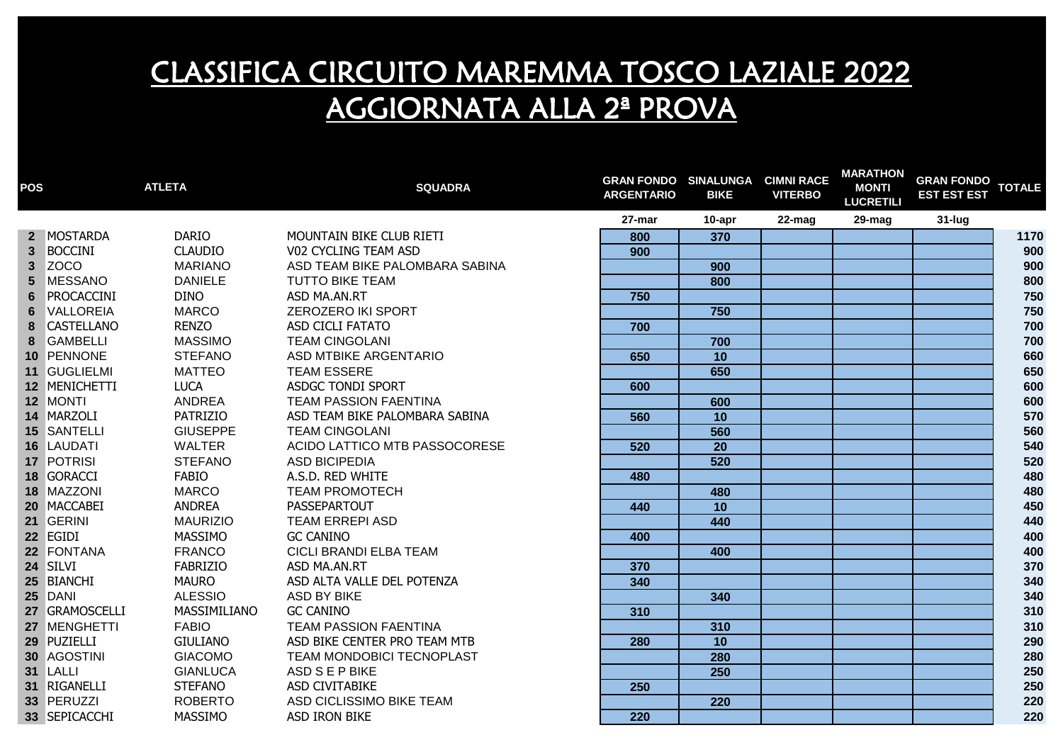# CLASSIFICA CIRCUITO MAREMMA TOSCO LAZIALE 2022
## AGGIORNATA ALLA 2ª PROVA

| POS | ATLETA | | SQUADRA | GRAN FONDO ARGENTARIO | SINALUNGA BIKE | CIMNI RACE VITERBO | MARATHON MONTI LUCRETILI | GRAN FONDO EST EST EST | TOTALE |
|---|---|---|---|---|---|---|---|---|---|
| | | | | 27-mar | 10-apr | 22-mag | 29-mag | 31-lug | |
| 2 | MOSTARDA | DARIO | MOUNTAIN BIKE CLUB RIETI | 800 | 370 | | | | 1170 |
| 3 | BOCCINI | CLAUDIO | V02 CYCLING TEAM ASD | 900 | | | | | 900 |
| 3 | ZOCO | MARIANO | ASD TEAM BIKE PALOMBARA SABINA | | 900 | | | | 900 |
| 5 | MESSANO | DANIELE | TUTTO BIKE TEAM | | 800 | | | | 800 |
| 6 | PROCACCINI | DINO | ASD MA.AN.RT | 750 | | | | | 750 |
| 6 | VALLOREIA | MARCO | ZEROZERO IKI SPORT | | 750 | | | | 750 |
| 8 | CASTELLANO | RENZO | ASD CICLI FATATO | 700 | | | | | 700 |
| 8 | GAMBELLI | MASSIMO | TEAM CINGOLANI | | 700 | | | | 700 |
| 10 | PENNONE | STEFANO | ASD MTBIKE ARGENTARIO | 650 | 10 | | | | 660 |
| 11 | GUGLIELMI | MATTEO | TEAM ESSERE | | 650 | | | | 650 |
| 12 | MENICHETTI | LUCA | ASDGC TONDI SPORT | 600 | | | | | 600 |
| 12 | MONTI | ANDREA | TEAM PASSION FAENTINA | | 600 | | | | 600 |
| 14 | MARZOLI | PATRIZIO | ASD TEAM BIKE PALOMBARA SABINA | 560 | 10 | | | | 570 |
| 15 | SANTELLI | GIUSEPPE | TEAM CINGOLANI | | 560 | | | | 560 |
| 16 | LAUDATI | WALTER | ACIDO LATTICO MTB PASSOCORESE | 520 | 20 | | | | 540 |
| 17 | POTRISI | STEFANO | ASD BICIPEDIA | | 520 | | | | 520 |
| 18 | GORACCI | FABIO | A.S.D. RED WHITE | 480 | | | | | 480 |
| 18 | MAZZONI | MARCO | TEAM PROMOTECH | | 480 | | | | 480 |
| 20 | MACCABEI | ANDREA | PASSEPARTOUT | 440 | 10 | | | | 450 |
| 21 | GERINI | MAURIZIO | TEAM ERREPI ASD | | 440 | | | | 440 |
| 22 | EGIDI | MASSIMO | GC CANINO | 400 | | | | | 400 |
| 22 | FONTANA | FRANCO | CICLI BRANDI ELBA TEAM | | 400 | | | | 400 |
| 24 | SILVI | FABRIZIO | ASD MA.AN.RT | 370 | | | | | 370 |
| 25 | BIANCHI | MAURO | ASD ALTA VALLE DEL POTENZA | 340 | | | | | 340 |
| 25 | DANI | ALESSIO | ASD BY BIKE | | 340 | | | | 340 |
| 27 | GRAMOSCELLI | MASSIMILIANO | GC CANINO | 310 | | | | | 310 |
| 27 | MENGHETTI | FABIO | TEAM PASSION FAENTINA | | 310 | | | | 310 |
| 29 | PUZIELLI | GIULIANO | ASD BIKE CENTER PRO TEAM MTB | 280 | 10 | | | | 290 |
| 30 | AGOSTINI | GIACOMO | TEAM MONDOBICI TECNOPLAST | | 280 | | | | 280 |
| 31 | LALLI | GIANLUCA | ASD S E P BIKE | | 250 | | | | 250 |
| 31 | RIGANELLI | STEFANO | ASD CIVITABIKE | 250 | | | | | 250 |
| 33 | PERUZZI | ROBERTO | ASD CICLISSIMO BIKE TEAM | | 220 | | | | 220 |
| 33 | SEPICACCHI | MASSIMO | ASD IRON BIKE | 220 | | | | | 220 |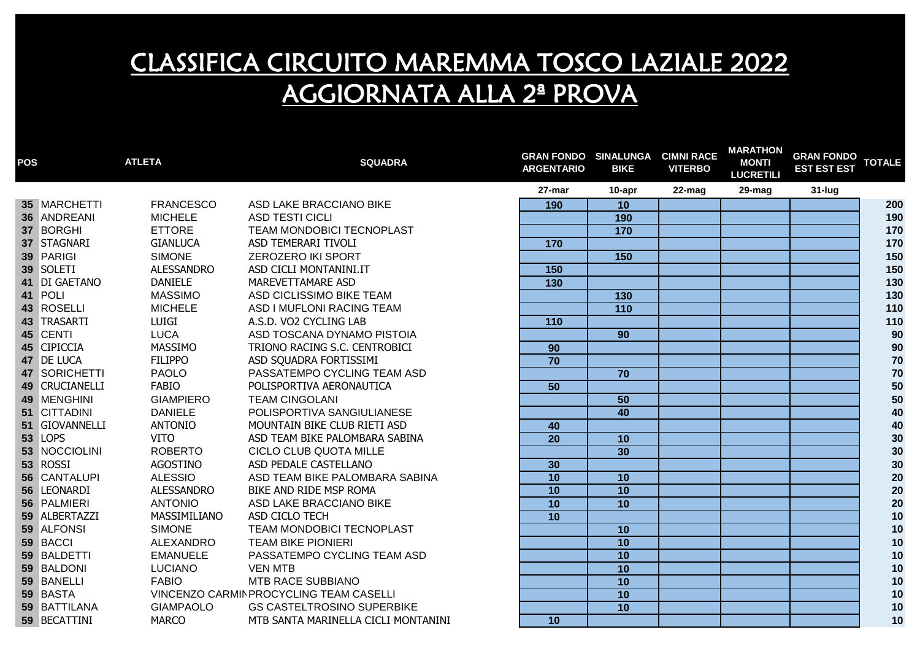# CLASSIFICA CIRCUITO MAREMMA TOSCO LAZIALE 2022
# AGGIORNATA ALLA 2ª PROVA

| POS | ATLETA | | SQUADRA | GRAN FONDO ARGENTARIO | SINALUNGA BIKE | CIMNI RACE VITERBO | MARATHON MONTI LUCRETILI | GRAN FONDO EST EST EST | TOTALE |
|---|---|---|---|---|---|---|---|---|---|
| | | | | 27-mar | 10-apr | 22-mag | 29-mag | 31-lug | |
| 35 | MARCHETTI | FRANCESCO | ASD LAKE BRACCIANO BIKE | 190 | 10 | | | | 200 |
| 36 | ANDREANI | MICHELE | ASD TESTI CICLI | | 190 | | | | 190 |
| 37 | BORGHI | ETTORE | TEAM MONDOBICI TECNOPLAST | | 170 | | | | 170 |
| 37 | STAGNARI | GIANLUCA | ASD TEMERARI TIVOLI | 170 | | | | | 170 |
| 39 | PARIGI | SIMONE | ZEROZERO IKI SPORT | | 150 | | | | 150 |
| 39 | SOLETI | ALESSANDRO | ASD CICLI MONTANINI.IT | 150 | | | | | 150 |
| 41 | DI GAETANO | DANIELE | MAREVETTAMARE ASD | 130 | | | | | 130 |
| 41 | POLI | MASSIMO | ASD CICLISSIMO BIKE TEAM | | 130 | | | | 130 |
| 43 | ROSELLI | MICHELE | ASD I MUFLONI RACING TEAM | | 110 | | | | 110 |
| 43 | TRASARTI | LUIGI | A.S.D. VO2 CYCLING LAB | 110 | | | | | 110 |
| 45 | CENTI | LUCA | ASD TOSCANA DYNAMO PISTOIA | | 90 | | | | 90 |
| 45 | CIPICCIA | MASSIMO | TRIONO RACING S.C. CENTROBICI | 90 | | | | | 90 |
| 47 | DE LUCA | FILIPPO | ASD SQUADRA FORTISSIMI | 70 | | | | | 70 |
| 47 | SORICHETTI | PAOLO | PASSATEMPO CYCLING TEAM ASD | | 70 | | | | 70 |
| 49 | CRUCIANELLI | FABIO | POLISPORTIVA AERONAUTICA | 50 | | | | | 50 |
| 49 | MENGHINI | GIAMPIERO | TEAM CINGOLANI | | 50 | | | | 50 |
| 51 | CITTADINI | DANIELE | POLISPORTIVA SANGIULIANESE | | 40 | | | | 40 |
| 51 | GIOVANNELLI | ANTONIO | MOUNTAIN BIKE CLUB RIETI ASD | 40 | | | | | 40 |
| 53 | LOPS | VITO | ASD TEAM BIKE PALOMBARA SABINA | 20 | 10 | | | | 30 |
| 53 | NOCCIOLINI | ROBERTO | CICLO CLUB QUOTA MILLE | | 30 | | | | 30 |
| 53 | ROSSI | AGOSTINO | ASD PEDALE CASTELLANO | 30 | | | | | 30 |
| 56 | CANTALUPI | ALESSIO | ASD TEAM BIKE PALOMBARA SABINA | 10 | 10 | | | | 20 |
| 56 | LEONARDI | ALESSANDRO | BIKE AND RIDE MSP ROMA | 10 | 10 | | | | 20 |
| 56 | PALMIERI | ANTONIO | ASD LAKE BRACCIANO BIKE | 10 | 10 | | | | 20 |
| 59 | ALBERTAZZI | MASSIMILIANO | ASD CICLO TECH | 10 | | | | | 10 |
| 59 | ALFONSI | SIMONE | TEAM MONDOBICI TECNOPLAST | | 10 | | | | 10 |
| 59 | BACCI | ALEXANDRO | TEAM BIKE PIONIERI | | 10 | | | | 10 |
| 59 | BALDETTI | EMANUELE | PASSATEMPO CYCLING TEAM ASD | | 10 | | | | 10 |
| 59 | BALDONI | LUCIANO | VEN MTB | | 10 | | | | 10 |
| 59 | BANELLI | FABIO | MTB RACE SUBBIANO | | 10 | | | | 10 |
| 59 | BASTA | VINCENZO CARMIN | PROCYCLING TEAM CASELLI | | 10 | | | | 10 |
| 59 | BATTILANA | GIAMPAOLO | GS CASTELTROSINO SUPERBIKE | | 10 | | | | 10 |
| 59 | BECATTINI | MARCO | MTB SANTA MARINELLA CICLI MONTANINI | 10 | | | | | 10 |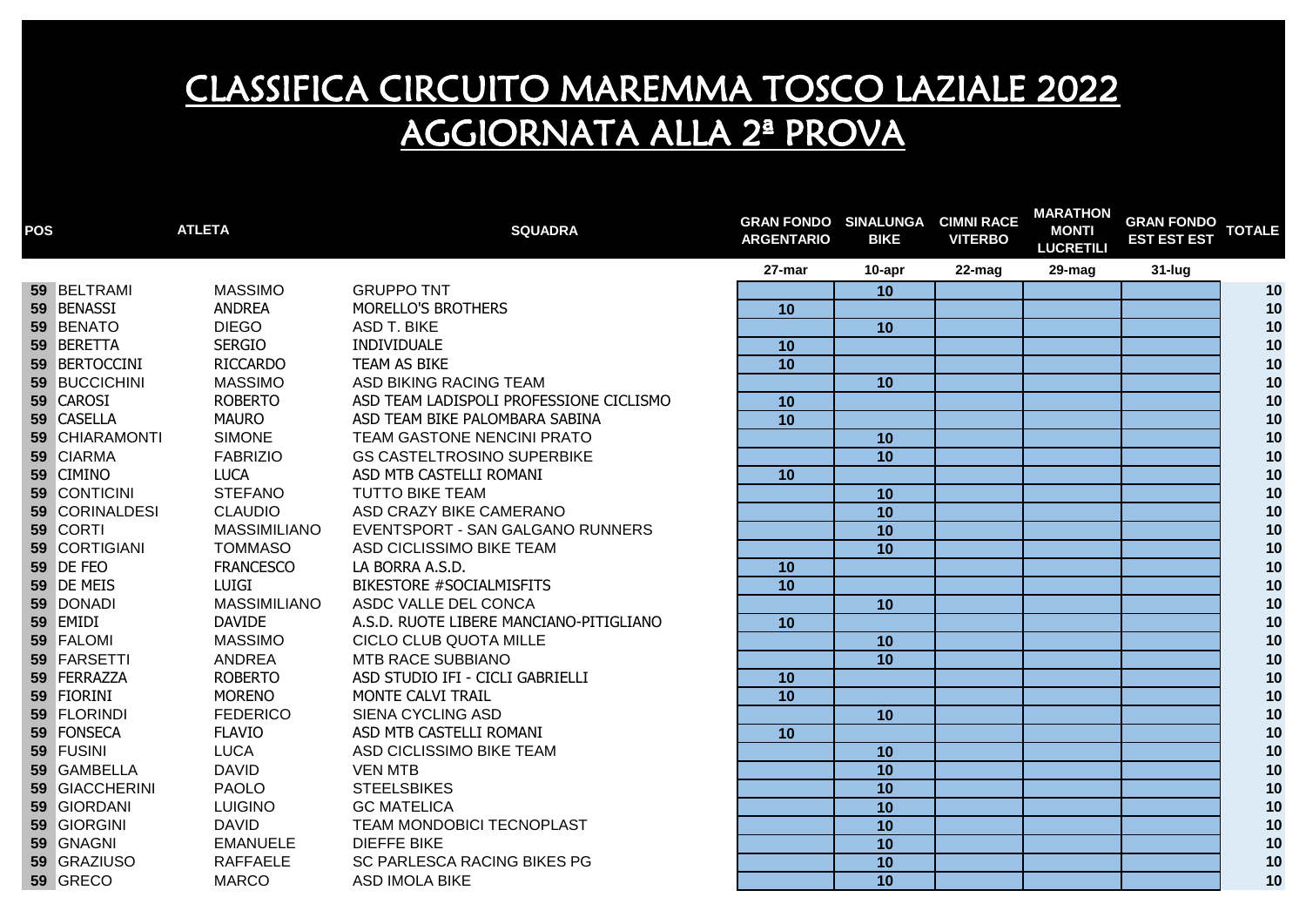# CLASSIFICA CIRCUITO MAREMMA TOSCO LAZIALE 2022
## AGGIORNATA ALLA 2ª PROVA

| POS | ATLETA | | SQUADRA | GRAN FONDO ARGENTARIO | SINALUNGA BIKE | CIMNI RACE VITERBO | MARATHON MONTI LUCRETILI | GRAN FONDO EST EST EST | TOTALE |
|---|---|---|---|---|---|---|---|---|---|
| | | | | 27-mar | 10-apr | 22-mag | 29-mag | 31-lug | |
| 59 | BELTRAMI | MASSIMO | GRUPPO TNT | | 10 | | | | 10 |
| 59 | BENASSI | ANDREA | MORELLO'S BROTHERS | 10 | | | | | 10 |
| 59 | BENATO | DIEGO | ASD T. BIKE | | 10 | | | | 10 |
| 59 | BERETTA | SERGIO | INDIVIDUALE | 10 | | | | | 10 |
| 59 | BERTOCCINI | RICCARDO | TEAM AS BIKE | 10 | | | | | 10 |
| 59 | BUCCICHINI | MASSIMO | ASD BIKING RACING TEAM | | 10 | | | | 10 |
| 59 | CAROSI | ROBERTO | ASD TEAM LADISPOLI PROFESSIONE CICLISMO | 10 | | | | | 10 |
| 59 | CASELLA | MAURO | ASD TEAM BIKE PALOMBARA SABINA | 10 | | | | | 10 |
| 59 | CHIARAMONTI | SIMONE | TEAM GASTONE NENCINI PRATO | | 10 | | | | 10 |
| 59 | CIARMA | FABRIZIO | GS CASTELTROSINO SUPERBIKE | | 10 | | | | 10 |
| 59 | CIMINO | LUCA | ASD MTB CASTELLI ROMANI | 10 | | | | | 10 |
| 59 | CONTICINI | STEFANO | TUTTO BIKE TEAM | | 10 | | | | 10 |
| 59 | CORINALDESI | CLAUDIO | ASD CRAZY BIKE CAMERANO | | 10 | | | | 10 |
| 59 | CORTI | MASSIMILIANO | EVENTSPORT - SAN GALGANO RUNNERS | | 10 | | | | 10 |
| 59 | CORTIGIANI | TOMMASO | ASD CICLISSIMO BIKE TEAM | | 10 | | | | 10 |
| 59 | DE FEO | FRANCESCO | LA BORRA A.S.D. | 10 | | | | | 10 |
| 59 | DE MEIS | LUIGI | BIKESTORE #SOCIALMISFITS | 10 | | | | | 10 |
| 59 | DONADI | MASSIMILIANO | ASDC VALLE DEL CONCA | | 10 | | | | 10 |
| 59 | EMIDI | DAVIDE | A.S.D. RUOTE LIBERE MANCIANO-PITIGLIANO | 10 | | | | | 10 |
| 59 | FALOMI | MASSIMO | CICLO CLUB QUOTA MILLE | | 10 | | | | 10 |
| 59 | FARSETTI | ANDREA | MTB RACE SUBBIANO | | 10 | | | | 10 |
| 59 | FERRAZZA | ROBERTO | ASD STUDIO IFI - CICLI GABRIELLI | 10 | | | | | 10 |
| 59 | FIORINI | MORENO | MONTE CALVI TRAIL | 10 | | | | | 10 |
| 59 | FLORINDI | FEDERICO | SIENA CYCLING ASD | | 10 | | | | 10 |
| 59 | FONSECA | FLAVIO | ASD MTB CASTELLI ROMANI | 10 | | | | | 10 |
| 59 | FUSINI | LUCA | ASD CICLISSIMO BIKE TEAM | | 10 | | | | 10 |
| 59 | GAMBELLA | DAVID | VEN MTB | | 10 | | | | 10 |
| 59 | GIACCHERINI | PAOLO | STEELSBIKES | | 10 | | | | 10 |
| 59 | GIORDANI | LUIGINO | GC MATELICA | | 10 | | | | 10 |
| 59 | GIORGINI | DAVID | TEAM MONDOBICI TECNOPLAST | | 10 | | | | 10 |
| 59 | GNAGNI | EMANUELE | DIEFFE BIKE | | 10 | | | | 10 |
| 59 | GRAZIUSO | RAFFAELE | SC PARLESCA RACING BIKES PG | | 10 | | | | 10 |
| 59 | GRECO | MARCO | ASD IMOLA BIKE | | 10 | | | | 10 |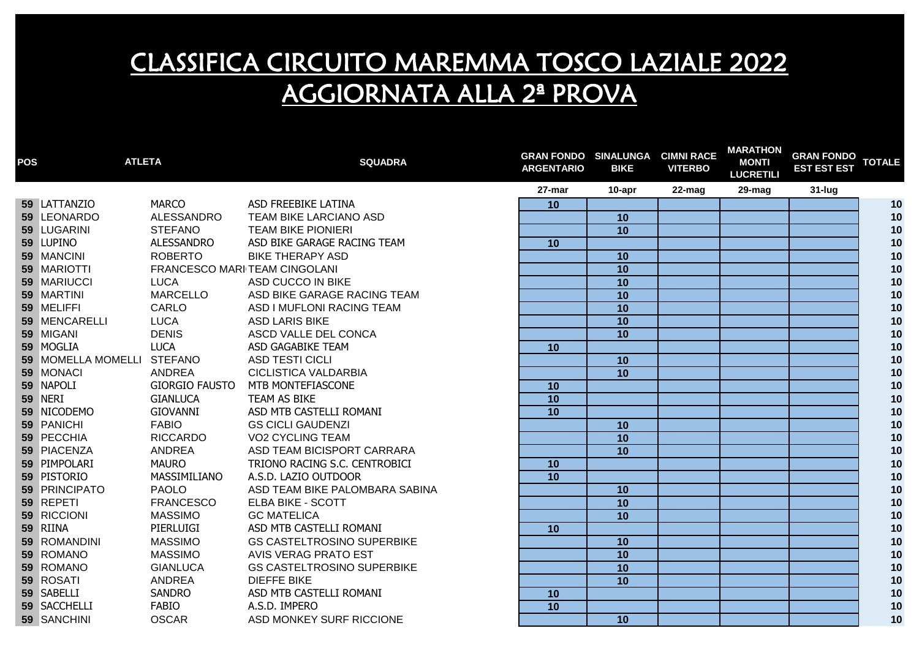# CLASSIFICA CIRCUITO MAREMMA TOSCO LAZIALE 2022
# AGGIORNATA ALLA 2ª PROVA

| POS | ATLETA | | SQUADRA | GRAN FONDO ARGENTARIO | SINALUNGA BIKE | CIMNI RACE VITERBO | MARATHON MONTI LUCRETILI | GRAN FONDO EST EST EST | TOTALE |
|---|---|---|---|---|---|---|---|---|---|
| | | | | 27-mar | 10-apr | 22-mag | 29-mag | 31-lug | |
| 59 | LATTANZIO | MARCO | ASD FREEBIKE LATINA | 10 | | | | | 10 |
| 59 | LEONARDO | ALESSANDRO | TEAM BIKE LARCIANO ASD | | 10 | | | | 10 |
| 59 | LUGARINI | STEFANO | TEAM BIKE PIONIERI | | 10 | | | | 10 |
| 59 | LUPINO | ALESSANDRO | ASD BIKE GARAGE RACING TEAM | 10 | | | | | 10 |
| 59 | MANCINI | ROBERTO | BIKE THERAPY ASD | | 10 | | | | 10 |
| 59 | MARIOTTI | FRANCESCO MARI | TEAM CINGOLANI | | 10 | | | | 10 |
| 59 | MARIUCCI | LUCA | ASD CUCCO IN BIKE | | 10 | | | | 10 |
| 59 | MARTINI | MARCELLO | ASD BIKE GARAGE RACING TEAM | | 10 | | | | 10 |
| 59 | MELIFFI | CARLO | ASD I MUFLONI RACING TEAM | | 10 | | | | 10 |
| 59 | MENCARELLI | LUCA | ASD LARIS BIKE | | 10 | | | | 10 |
| 59 | MIGANI | DENIS | ASCD VALLE DEL CONCA | | 10 | | | | 10 |
| 59 | MOGLIA | LUCA | ASD GAGABIKE TEAM | 10 | | | | | 10 |
| 59 | MOMELLA MOMELLI | STEFANO | ASD TESTI CICLI | | 10 | | | | 10 |
| 59 | MONACI | ANDREA | CICLISTICA VALDARBIA | | 10 | | | | 10 |
| 59 | NAPOLI | GIORGIO FAUSTO | MTB MONTEFIASCONE | 10 | | | | | 10 |
| 59 | NERI | GIANLUCA | TEAM AS BIKE | 10 | | | | | 10 |
| 59 | NICODEMO | GIOVANNI | ASD MTB CASTELLI ROMANI | 10 | | | | | 10 |
| 59 | PANICHI | FABIO | GS CICLI GAUDENZI | | 10 | | | | 10 |
| 59 | PECCHIA | RICCARDO | VO2 CYCLING TEAM | | 10 | | | | 10 |
| 59 | PIACENZA | ANDREA | ASD TEAM BICISPORT CARRARA | | 10 | | | | 10 |
| 59 | PIMPOLARI | MAURO | TRIONO RACING S.C. CENTROBICI | 10 | | | | | 10 |
| 59 | PISTORIO | MASSIMILIANO | A.S.D. LAZIO OUTDOOR | 10 | | | | | 10 |
| 59 | PRINCIPATO | PAOLO | ASD TEAM BIKE PALOMBARA SABINA | | 10 | | | | 10 |
| 59 | REPETI | FRANCESCO | ELBA BIKE - SCOTT | | 10 | | | | 10 |
| 59 | RICCIONI | MASSIMO | GC MATELICA | | 10 | | | | 10 |
| 59 | RIINA | PIERLUIGI | ASD MTB CASTELLI ROMANI | 10 | | | | | 10 |
| 59 | ROMANDINI | MASSIMO | GS CASTELTROSINO SUPERBIKE | | 10 | | | | 10 |
| 59 | ROMANO | MASSIMO | AVIS VERAG PRATO EST | | 10 | | | | 10 |
| 59 | ROMANO | GIANLUCA | GS CASTELTROSINO SUPERBIKE | | 10 | | | | 10 |
| 59 | ROSATI | ANDREA | DIEFFE BIKE | | 10 | | | | 10 |
| 59 | SABELLI | SANDRO | ASD MTB CASTELLI ROMANI | 10 | | | | | 10 |
| 59 | SACCHELLI | FABIO | A.S.D. IMPERO | 10 | | | | | 10 |
| 59 | SANCHINI | OSCAR | ASD MONKEY SURF RICCIONE | | 10 | | | | 10 |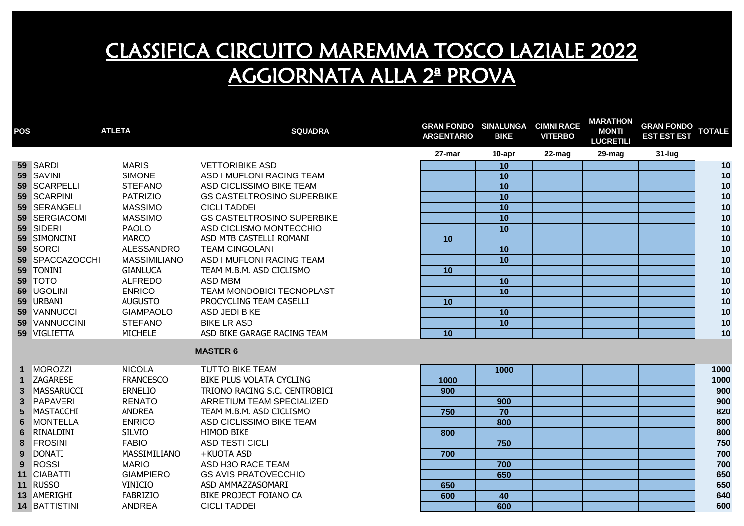# CLASSIFICA CIRCUITO MAREMMA TOSCO LAZIALE 2022
# AGGIORNATA ALLA 2ª PROVA

| POS | ATLETA | | SQUADRA | GRAN FONDO ARGENTARIO | SINALUNGA BIKE | CIMNI RACE VITERBO | MARATHON MONTI LUCRETILI | GRAN FONDO EST EST EST | TOTALE |
|---|---|---|---|---|---|---|---|---|---|
| | | | | 27-mar | 10-apr | 22-mag | 29-mag | 31-lug | |
| 59 | SARDI | MARIS | VETTORIBIKE ASD | | 10 | | | | 10 |
| 59 | SAVINI | SIMONE | ASD I MUFLONI RACING TEAM | | 10 | | | | 10 |
| 59 | SCARPELLI | STEFANO | ASD CICLISSIMO BIKE TEAM | | 10 | | | | 10 |
| 59 | SCARPINI | PATRIZIO | GS CASTELTROSINO SUPERBIKE | | 10 | | | | 10 |
| 59 | SERANGELI | MASSIMO | CICLI TADDEI | | 10 | | | | 10 |
| 59 | SERGIACOMI | MASSIMO | GS CASTELTROSINO SUPERBIKE | | 10 | | | | 10 |
| 59 | SIDERI | PAOLO | ASD CICLISMO MONTECCHIO | | 10 | | | | 10 |
| 59 | SIMONCINI | MARCO | ASD MTB CASTELLI ROMANI | 10 | | | | | 10 |
| 59 | SORCI | ALESSANDRO | TEAM CINGOLANI | | 10 | | | | 10 |
| 59 | SPACCAZOCCHI | MASSIMILIANO | ASD I MUFLONI RACING TEAM | | 10 | | | | 10 |
| 59 | TONINI | GIANLUCA | TEAM M.B.M. ASD CICLISMO | 10 | | | | | 10 |
| 59 | TOTO | ALFREDO | ASD MBM | | 10 | | | | 10 |
| 59 | UGOLINI | ENRICO | TEAM MONDOBICI TECNOPLAST | | 10 | | | | 10 |
| 59 | URBANI | AUGUSTO | PROCYCLING TEAM CASELLI | 10 | | | | | 10 |
| 59 | VANNUCCI | GIAMPAOLO | ASD JEDI BIKE | | 10 | | | | 10 |
| 59 | VANNUCCINI | STEFANO | BIKE LR ASD | | 10 | | | | 10 |
| 59 | VIGLIETTA | MICHELE | ASD BIKE GARAGE RACING TEAM | 10 | | | | | 10 |
| | | | **MASTER 6** | | | | | | |
| 1 | MOROZZI | NICOLA | TUTTO BIKE TEAM | | 1000 | | | | 1000 |
| 1 | ZAGARESE | FRANCESCO | BIKE PLUS VOLATA CYCLING | 1000 | | | | | 1000 |
| 3 | MASSARUCCI | ERNELIO | TRIONO RACING S.C. CENTROBICI | 900 | | | | | 900 |
| 3 | PAPAVERI | RENATO | ARRETIUM TEAM SPECIALIZED | | 900 | | | | 900 |
| 5 | MASTACCHI | ANDREA | TEAM M.B.M. ASD CICLISMO | 750 | 70 | | | | 820 |
| 6 | MONTELLA | ENRICO | ASD CICLISSIMO BIKE TEAM | | 800 | | | | 800 |
| 6 | RINALDINI | SILVIO | HIMOD BIKE | 800 | | | | | 800 |
| 8 | FROSINI | FABIO | ASD TESTI CICLI | | 750 | | | | 750 |
| 9 | DONATI | MASSIMILIANO | +KUOTA ASD | 700 | | | | | 700 |
| 9 | ROSSI | MARIO | ASD H3O RACE TEAM | | 700 | | | | 700 |
| 11 | CIABATTI | GIAMPIERO | GS AVIS PRATOVECCHIO | | 650 | | | | 650 |
| 11 | RUSSO | VINICIO | ASD AMMAZZASOMARI | 650 | | | | | 650 |
| 13 | AMERIGHI | FABRIZIO | BIKE PROJECT FOIANO CA | 600 | 40 | | | | 640 |
| 14 | BATTISTINI | ANDREA | CICLI TADDEI | | 600 | | | | 600 |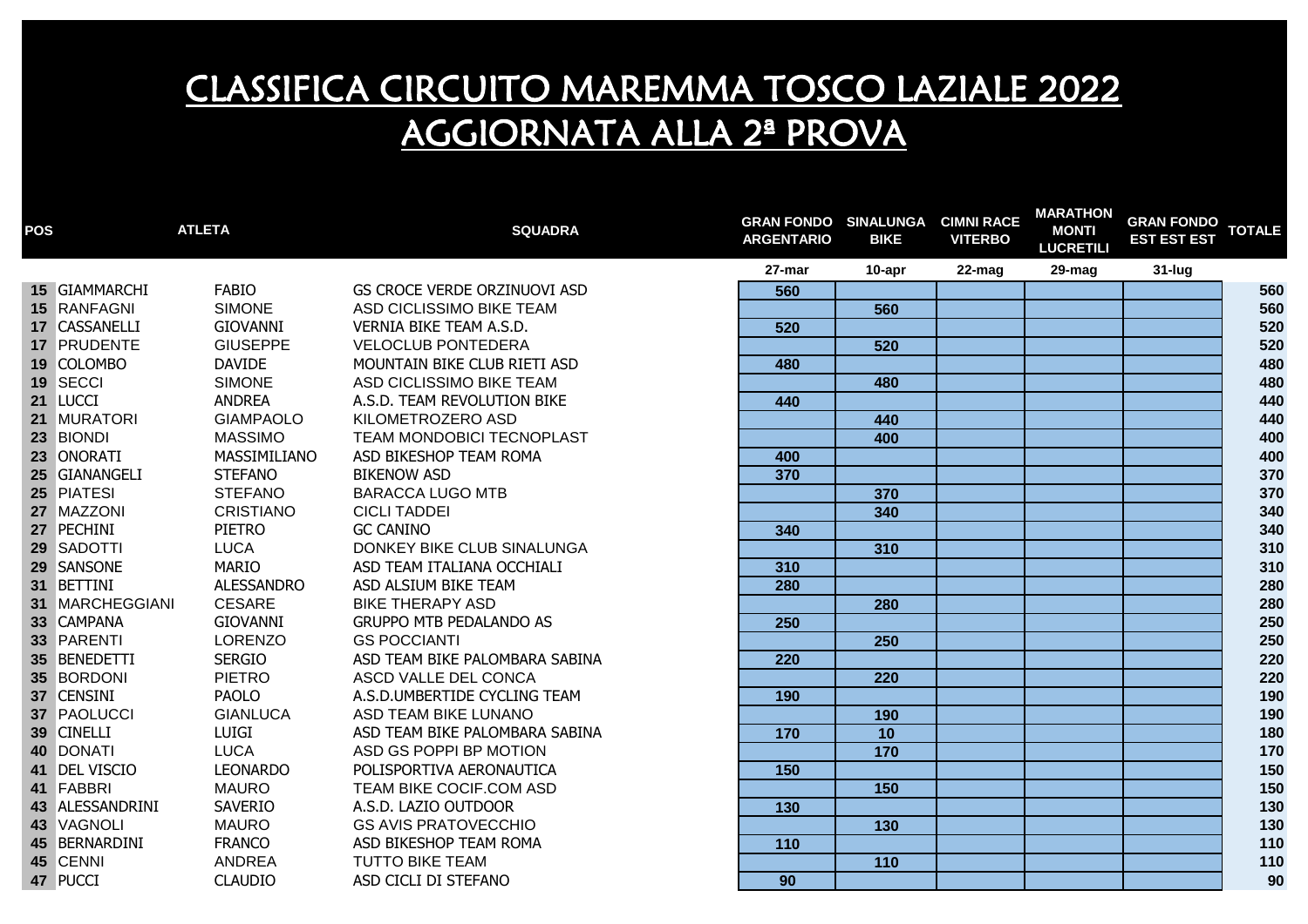# CLASSIFICA CIRCUITO MAREMMA TOSCO LAZIALE 2022
# AGGIORNATA ALLA 2ª PROVA

| POS | ATLETA | | SQUADRA | GRAN FONDO ARGENTARIO | SINALUNGA BIKE | CIMNI RACE VITERBO | MARATHON MONTI LUCRETILI | GRAN FONDO EST EST EST | TOTALE |
|---|---|---|---|---|---|---|---|---|---|
| | | | | 27-mar | 10-apr | 22-mag | 29-mag | 31-lug | |
| 15 | GIAMMARCHI | FABIO | GS CROCE VERDE ORZINUOVI ASD | 560 | | | | | 560 |
| 15 | RANFAGNI | SIMONE | ASD CICLISSIMO BIKE TEAM | | 560 | | | | 560 |
| 17 | CASSANELLI | GIOVANNI | VERNIA BIKE TEAM A.S.D. | 520 | | | | | 520 |
| 17 | PRUDENTE | GIUSEPPE | VELOCLUB PONTEDERA | | 520 | | | | 520 |
| 19 | COLOMBO | DAVIDE | MOUNTAIN BIKE CLUB RIETI ASD | 480 | | | | | 480 |
| 19 | SECCI | SIMONE | ASD CICLISSIMO BIKE TEAM | | 480 | | | | 480 |
| 21 | LUCCI | ANDREA | A.S.D. TEAM REVOLUTION BIKE | 440 | | | | | 440 |
| 21 | MURATORI | GIAMPAOLO | KILOMETROZERO ASD | | 440 | | | | 440 |
| 23 | BIONDI | MASSIMO | TEAM MONDOBICI TECNOPLAST | | 400 | | | | 400 |
| 23 | ONORATI | MASSIMILIANO | ASD BIKESHOP TEAM ROMA | 400 | | | | | 400 |
| 25 | GIANANGELI | STEFANO | BIKENOW ASD | 370 | | | | | 370 |
| 25 | PIATESI | STEFANO | BARACCA LUGO MTB | | 370 | | | | 370 |
| 27 | MAZZONI | CRISTIANO | CICLI TADDEI | | 340 | | | | 340 |
| 27 | PECHINI | PIETRO | GC CANINO | 340 | | | | | 340 |
| 29 | SADOTTI | LUCA | DONKEY BIKE CLUB SINALUNGA | | 310 | | | | 310 |
| 29 | SANSONE | MARIO | ASD TEAM ITALIANA OCCHIALI | 310 | | | | | 310 |
| 31 | BETTINI | ALESSANDRO | ASD ALSIUM BIKE TEAM | 280 | | | | | 280 |
| 31 | MARCHEGGIANI | CESARE | BIKE THERAPY ASD | | 280 | | | | 280 |
| 33 | CAMPANA | GIOVANNI | GRUPPO MTB PEDALANDO AS | 250 | | | | | 250 |
| 33 | PARENTI | LORENZO | GS POCCIANTI | | 250 | | | | 250 |
| 35 | BENEDETTI | SERGIO | ASD TEAM BIKE PALOMBARA SABINA | 220 | | | | | 220 |
| 35 | BORDONI | PIETRO | ASCD VALLE DEL CONCA | | 220 | | | | 220 |
| 37 | CENSINI | PAOLO | A.S.D.UMBERTIDE CYCLING TEAM | 190 | | | | | 190 |
| 37 | PAOLUCCI | GIANLUCA | ASD TEAM BIKE LUNANO | | 190 | | | | 190 |
| 39 | CINELLI | LUIGI | ASD TEAM BIKE PALOMBARA SABINA | 170 | 10 | | | | 180 |
| 40 | DONATI | LUCA | ASD GS POPPI BP MOTION | | 170 | | | | 170 |
| 41 | DEL VISCIO | LEONARDO | POLISPORTIVA AERONAUTICA | 150 | | | | | 150 |
| 41 | FABBRI | MAURO | TEAM BIKE COCIF.COM ASD | | 150 | | | | 150 |
| 43 | ALESSANDRINI | SAVERIO | A.S.D. LAZIO OUTDOOR | 130 | | | | | 130 |
| 43 | VAGNOLI | MAURO | GS AVIS PRATOVECCHIO | | 130 | | | | 130 |
| 45 | BERNARDINI | FRANCO | ASD BIKESHOP TEAM ROMA | 110 | | | | | 110 |
| 45 | CENNI | ANDREA | TUTTO BIKE TEAM | | 110 | | | | 110 |
| 47 | PUCCI | CLAUDIO | ASD CICLI DI STEFANO | 90 | | | | | 90 |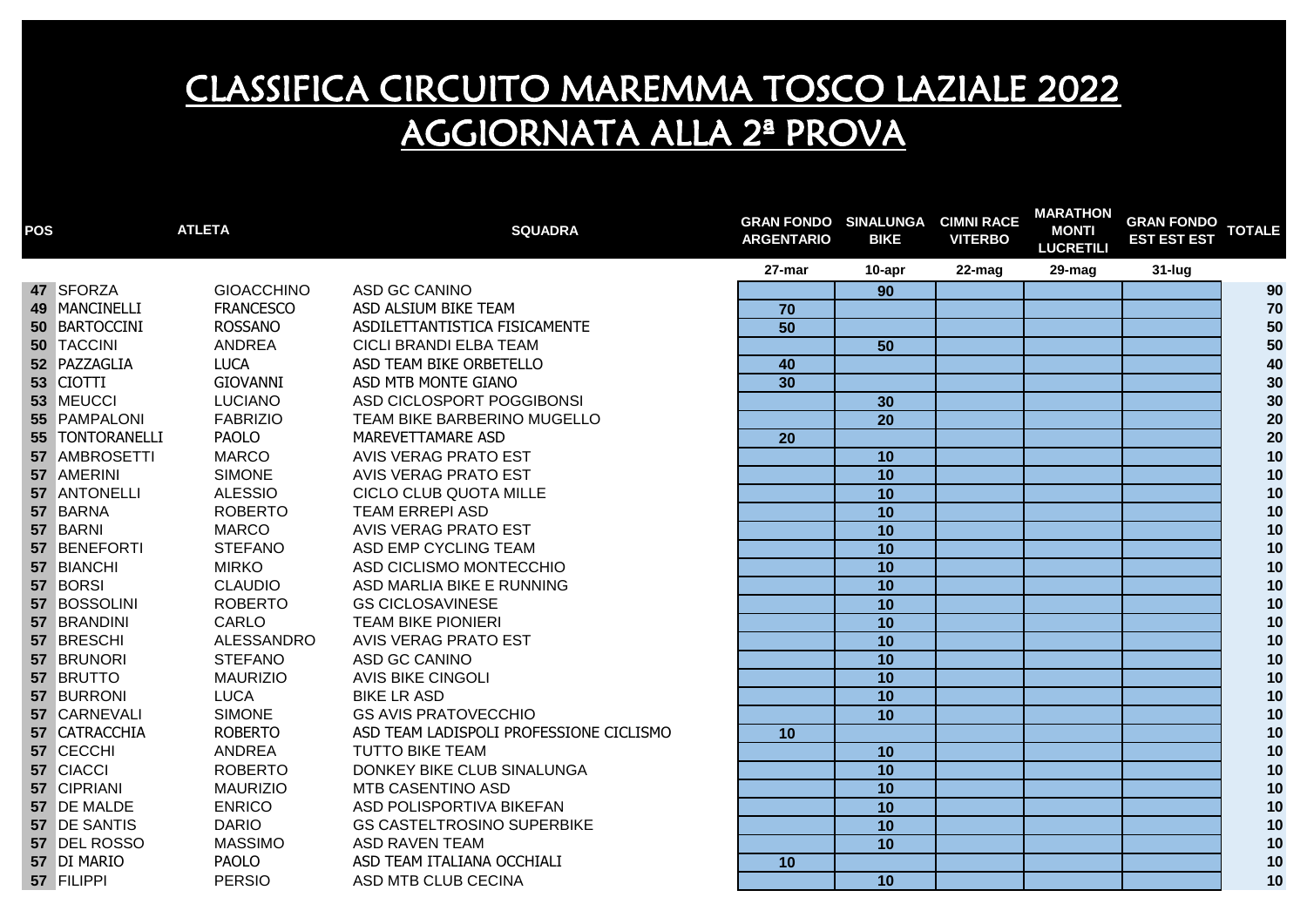# CLASSIFICA CIRCUITO MAREMMA TOSCO LAZIALE 2022
# AGGIORNATA ALLA 2ª PROVA

| POS | ATLETA | | SQUADRA | GRAN FONDO ARGENTARIO | SINALUNGA BIKE | CIMNI RACE VITERBO | MARATHON MONTI LUCRETILI | GRAN FONDO EST EST EST | TOTALE |
|---|---|---|---|---|---|---|---|---|---|
| | | | | 27-mar | 10-apr | 22-mag | 29-mag | 31-lug | |
| 47 | SFORZA | GIOACCHINO | ASD GC CANINO | | 90 | | | | 90 |
| 49 | MANCINELLI | FRANCESCO | ASD ALSIUM BIKE TEAM | 70 | | | | | 70 |
| 50 | BARTOCCINI | ROSSANO | ASDILETTANTISTICA FISICAMENTE | 50 | | | | | 50 |
| 50 | TACCINI | ANDREA | CICLI BRANDI ELBA TEAM | | 50 | | | | 50 |
| 52 | PAZZAGLIA | LUCA | ASD TEAM BIKE ORBETELLO | 40 | | | | | 40 |
| 53 | CIOTTI | GIOVANNI | ASD MTB MONTE GIANO | 30 | | | | | 30 |
| 53 | MEUCCI | LUCIANO | ASD CICLOSPORT POGGIBONSI | | 30 | | | | 30 |
| 55 | PAMPALONI | FABRIZIO | TEAM BIKE BARBERINO MUGELLO | | 20 | | | | 20 |
| 55 | TONTORANELLI | PAOLO | MAREVETTAMARE ASD | 20 | | | | | 20 |
| 57 | AMBROSETTI | MARCO | AVIS VERAG PRATO EST | | 10 | | | | 10 |
| 57 | AMERINI | SIMONE | AVIS VERAG PRATO EST | | 10 | | | | 10 |
| 57 | ANTONELLI | ALESSIO | CICLO CLUB QUOTA MILLE | | 10 | | | | 10 |
| 57 | BARNA | ROBERTO | TEAM ERREPI ASD | | 10 | | | | 10 |
| 57 | BARNI | MARCO | AVIS VERAG PRATO EST | | 10 | | | | 10 |
| 57 | BENEFORTI | STEFANO | ASD EMP CYCLING TEAM | | 10 | | | | 10 |
| 57 | BIANCHI | MIRKO | ASD CICLISMO MONTECCHIO | | 10 | | | | 10 |
| 57 | BORSI | CLAUDIO | ASD MARLIA BIKE E RUNNING | | 10 | | | | 10 |
| 57 | BOSSOLINI | ROBERTO | GS CICLOSAVINESE | | 10 | | | | 10 |
| 57 | BRANDINI | CARLO | TEAM BIKE PIONIERI | | 10 | | | | 10 |
| 57 | BRESCHI | ALESSANDRO | AVIS VERAG PRATO EST | | 10 | | | | 10 |
| 57 | BRUNORI | STEFANO | ASD GC CANINO | | 10 | | | | 10 |
| 57 | BRUTTO | MAURIZIO | AVIS BIKE CINGOLI | | 10 | | | | 10 |
| 57 | BURRONI | LUCA | BIKE LR ASD | | 10 | | | | 10 |
| 57 | CARNEVALI | SIMONE | GS AVIS PRATOVECCHIO | | 10 | | | | 10 |
| 57 | CATRACCHIA | ROBERTO | ASD TEAM LADISPOLI PROFESSIONE CICLISMO | 10 | | | | | 10 |
| 57 | CECCHI | ANDREA | TUTTO BIKE TEAM | | 10 | | | | 10 |
| 57 | CIACCI | ROBERTO | DONKEY BIKE CLUB SINALUNGA | | 10 | | | | 10 |
| 57 | CIPRIANI | MAURIZIO | MTB CASENTINO ASD | | 10 | | | | 10 |
| 57 | DE MALDE | ENRICO | ASD POLISPORTIVA BIKEFAN | | 10 | | | | 10 |
| 57 | DE SANTIS | DARIO | GS CASTELTROSINO SUPERBIKE | | 10 | | | | 10 |
| 57 | DEL ROSSO | MASSIMO | ASD RAVEN TEAM | | 10 | | | | 10 |
| 57 | DI MARIO | PAOLO | ASD TEAM ITALIANA OCCHIALI | 10 | | | | | 10 |
| 57 | FILIPPI | PERSIO | ASD MTB CLUB CECINA | | 10 | | | | 10 |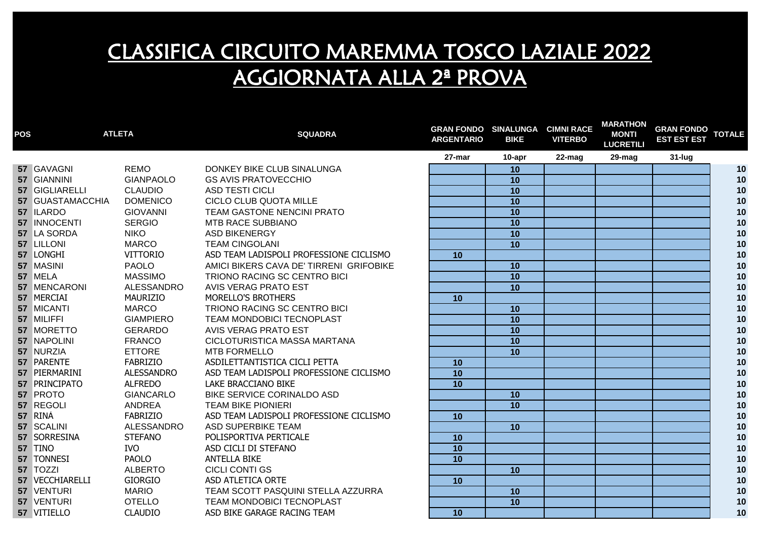# CLASSIFICA CIRCUITO MAREMMA TOSCO LAZIALE 2022
# AGGIORNATA ALLA 2ª PROVA

| POS | ATLETA | | SQUADRA | GRAN FONDO ARGENTARIO | SINALUNGA BIKE | CIMNI RACE VITERBO | MARATHON MONTI LUCRETILI | GRAN FONDO EST EST EST | TOTALE |
|---|---|---|---|---|---|---|---|---|---|
| | | | | 27-mar | 10-apr | 22-mag | 29-mag | 31-lug | |
| 57 | GAVAGNI | REMO | DONKEY BIKE CLUB SINALUNGA | | 10 | | | | 10 |
| 57 | GIANNINI | GIANPAOLO | GS AVIS PRATOVECCHIO | | 10 | | | | 10 |
| 57 | GIGLIARELLI | CLAUDIO | ASD TESTI CICLI | | 10 | | | | 10 |
| 57 | GUASTAMACCHIA | DOMENICO | CICLO CLUB QUOTA MILLE | | 10 | | | | 10 |
| 57 | ILARDO | GIOVANNI | TEAM GASTONE NENCINI PRATO | | 10 | | | | 10 |
| 57 | INNOCENTI | SERGIO | MTB RACE SUBBIANO | | 10 | | | | 10 |
| 57 | LA SORDA | NIKO | ASD BIKENERGY | | 10 | | | | 10 |
| 57 | LILLONI | MARCO | TEAM CINGOLANI | | 10 | | | | 10 |
| 57 | LONGHI | VITTORIO | ASD TEAM LADISPOLI PROFESSIONE CICLISMO | 10 | | | | | 10 |
| 57 | MASINI | PAOLO | AMICI BIKERS CAVA DE' TIRRENI GRIFOBIKE | | 10 | | | | 10 |
| 57 | MELA | MASSIMO | TRIONO RACING SC CENTRO BICI | | 10 | | | | 10 |
| 57 | MENCARONI | ALESSANDRO | AVIS VERAG PRATO EST | | 10 | | | | 10 |
| 57 | MERCIAI | MAURIZIO | MORELLO'S BROTHERS | 10 | | | | | 10 |
| 57 | MICANTI | MARCO | TRIONO RACING SC CENTRO BICI | | 10 | | | | 10 |
| 57 | MILIFFI | GIAMPIERO | TEAM MONDOBICI TECNOPLAST | | 10 | | | | 10 |
| 57 | MORETTO | GERARDO | AVIS VERAG PRATO EST | | 10 | | | | 10 |
| 57 | NAPOLINI | FRANCO | CICLOTURISTICA MASSA MARTANA | | 10 | | | | 10 |
| 57 | NURZIA | ETTORE | MTB FORMELLO | | 10 | | | | 10 |
| 57 | PARENTE | FABRIZIO | ASDILETTANTISTICA CICLI PETTA | 10 | | | | | 10 |
| 57 | PIERMARINI | ALESSANDRO | ASD TEAM LADISPOLI PROFESSIONE CICLISMO | 10 | | | | | 10 |
| 57 | PRINCIPATO | ALFREDO | LAKE BRACCIANO BIKE | 10 | | | | | 10 |
| 57 | PROTO | GIANCARLO | BIKE SERVICE CORINALDO ASD | | 10 | | | | 10 |
| 57 | REGOLI | ANDREA | TEAM BIKE PIONIERI | | 10 | | | | 10 |
| 57 | RINÀ | FABRIZIO | ASD TEAM LADISPOLI PROFESSIONE CICLISMO | 10 | | | | | 10 |
| 57 | SCALINI | ALESSANDRO | ASD SUPERBIKE TEAM | | 10 | | | | 10 |
| 57 | SORRESINA | STEFANO | POLISPORTIVA PERTICALE | 10 | | | | | 10 |
| 57 | TINO | IVO | ASD CICLI DI STEFANO | 10 | | | | | 10 |
| 57 | TONNESI | PAOLO | ANTELLA BIKE | 10 | | | | | 10 |
| 57 | TOZZI | ALBERTO | CICLI CONTI GS | | 10 | | | | 10 |
| 57 | VECCHIARELLI | GIORGIO | ASD ATLETICA ORTE | 10 | | | | | 10 |
| 57 | VENTURI | MARIO | TEAM SCOTT PASQUINI STELLA AZZURRA | | 10 | | | | 10 |
| 57 | VENTURI | OTELLO | TEAM MONDOBICI TECNOPLAST | | 10 | | | | 10 |
| 57 | VITIELLO | CLAUDIO | ASD BIKE GARAGE RACING TEAM | 10 | | | | | 10 |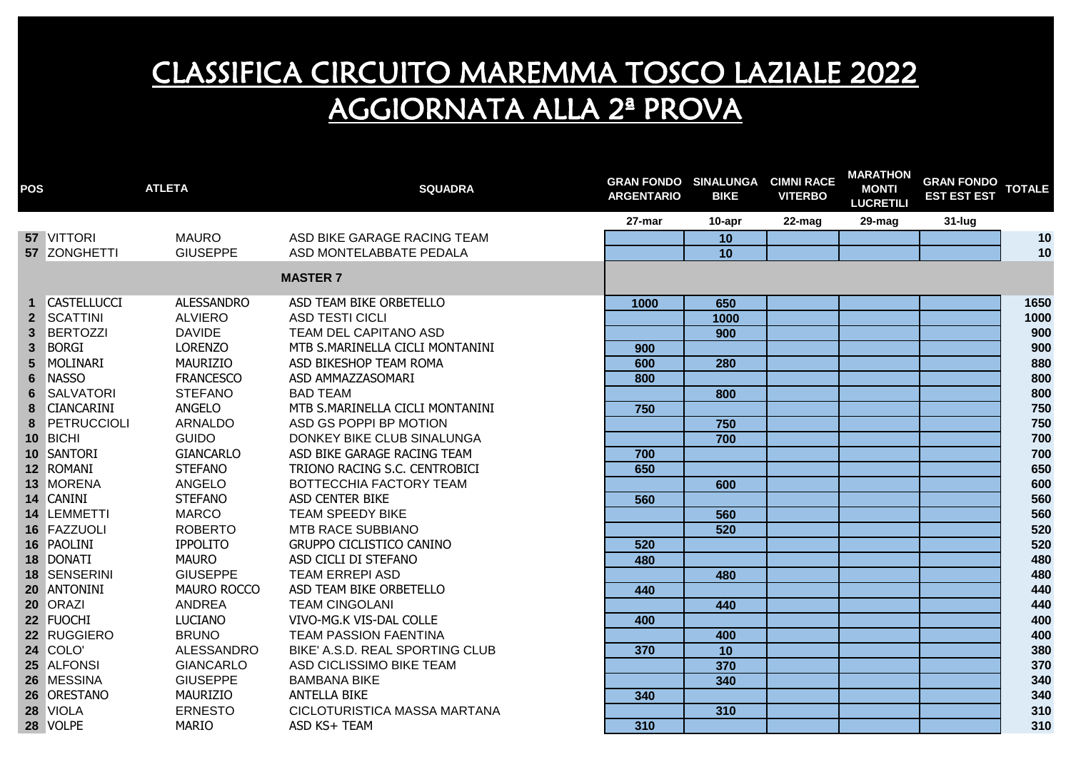# CLASSIFICA CIRCUITO MAREMMA TOSCO LAZIALE 2022
# AGGIORNATA ALLA 2ª PROVA

| POS | ATLETA | | SQUADRA | GRAN FONDO ARGENTARIO | SINALUNGA BIKE | CIMNI RACE VITERBO | MARATHON MONTI LUCRETILI | GRAN FONDO EST EST EST | TOTALE |
|---|---|---|---|---|---|---|---|---|---|
| | | | | 27-mar | 10-apr | 22-mag | 29-mag | 31-lug | |
| 57 | VITTORI | MAURO | ASD BIKE GARAGE RACING TEAM | | 10 | | | | 10 |
| 57 | ZONGHETTI | GIUSEPPE | ASD MONTELABBATE PEDALA | | 10 | | | | 10 |
| | | | **MASTER 7** | | | | | | |
| 1 | CASTELLUCCI | ALESSANDRO | ASD TEAM BIKE ORBETELLO | 1000 | 650 | | | | 1650 |
| 2 | SCATTINI | ALVIERO | ASD TESTI CICLI | | 1000 | | | | 1000 |
| 3 | BERTOZZI | DAVIDE | TEAM DEL CAPITANO ASD | | 900 | | | | 900 |
| 3 | BORGI | LORENZO | MTB S.MARINELLA CICLI MONTANINI | 900 | | | | | 900 |
| 5 | MOLINARI | MAURIZIO | ASD BIKESHOP TEAM ROMA | 600 | 280 | | | | 880 |
| 6 | NASSO | FRANCESCO | ASD AMMAZZASOMARI | 800 | | | | | 800 |
| 6 | SALVATORI | STEFANO | BAD TEAM | | 800 | | | | 800 |
| 8 | CIANCARINI | ANGELO | MTB S.MARINELLA CICLI MONTANINI | 750 | | | | | 750 |
| 8 | PETRUCCIOLI | ARNALDO | ASD GS POPPI BP MOTION | | 750 | | | | 750 |
| 10 | BICHI | GUIDO | DONKEY BIKE CLUB SINALUNGA | | 700 | | | | 700 |
| 10 | SANTORI | GIANCARLO | ASD BIKE GARAGE RACING TEAM | 700 | | | | | 700 |
| 12 | ROMANI | STEFANO | TRIONO RACING S.C. CENTROBICI | 650 | | | | | 650 |
| 13 | MORENA | ANGELO | BOTTECCHIA FACTORY TEAM | | 600 | | | | 600 |
| 14 | CANINI | STEFANO | ASD CENTER BIKE | 560 | | | | | 560 |
| 14 | LEMMETTI | MARCO | TEAM SPEEDY BIKE | | 560 | | | | 560 |
| 16 | FAZZUOLI | ROBERTO | MTB RACE SUBBIANO | | 520 | | | | 520 |
| 16 | PAOLINI | IPPOLITO | GRUPPO CICLISTICO CANINO | 520 | | | | | 520 |
| 18 | DONATI | MAURO | ASD CICLI DI STEFANO | 480 | | | | | 480 |
| 18 | SENSERINI | GIUSEPPE | TEAM ERREPI ASD | | 480 | | | | 480 |
| 20 | ANTONINI | MAURO ROCCO | ASD TEAM BIKE ORBETELLO | 440 | | | | | 440 |
| 20 | ORAZI | ANDREA | TEAM CINGOLANI | | 440 | | | | 440 |
| 22 | FUOCHI | LUCIANO | VIVO-MG.K VIS-DAL COLLE | 400 | | | | | 400 |
| 22 | RUGGIERO | BRUNO | TEAM PASSION FAENTINA | | 400 | | | | 400 |
| 24 | COLO' | ALESSANDRO | BIKE' A.S.D. REAL SPORTING CLUB | 370 | 10 | | | | 380 |
| 25 | ALFONSI | GIANCARLO | ASD CICLISSIMO BIKE TEAM | | 370 | | | | 370 |
| 26 | MESSINA | GIUSEPPE | BAMBANA BIKE | | 340 | | | | 340 |
| 26 | ORESTANO | MAURIZIO | ANTELLA BIKE | 340 | | | | | 340 |
| 28 | VIOLA | ERNESTO | CICLOTURISTICA MASSA MARTANA | | 310 | | | | 310 |
| 28 | VOLPE | MARIO | ASD KS+ TEAM | 310 | | | | | 310 |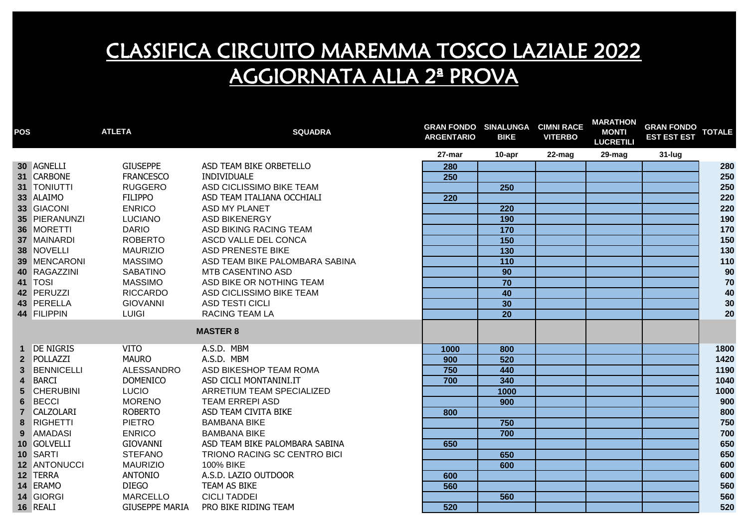# CLASSIFICA CIRCUITO MAREMMA TOSCO LAZIALE 2022
# AGGIORNATA ALLA 2ª PROVA

| POS | ATLETA | | SQUADRA | GRAN FONDO ARGENTARIO | SINALUNGA BIKE | CIMNI RACE VITERBO | MARATHON MONTI LUCRETILI | GRAN FONDO EST EST EST | TOTALE |
|---|---|---|---|---|---|---|---|---|---|
| | | | | 27-mar | 10-apr | 22-mag | 29-mag | 31-lug | |
| 30 | AGNELLI | GIUSEPPE | ASD TEAM BIKE ORBETELLO | 280 | | | | | 280 |
| 31 | CARBONE | FRANCESCO | INDIVIDUALE | 250 | | | | | 250 |
| 31 | TONIUTTI | RUGGERO | ASD CICLISSIMO BIKE TEAM | | 250 | | | | 250 |
| 33 | ALAIMO | FILIPPO | ASD TEAM ITALIANA OCCHIALI | 220 | | | | | 220 |
| 33 | GIACONI | ENRICO | ASD MY PLANET | | 220 | | | | 220 |
| 35 | PIERANUNZI | LUCIANO | ASD BIKENERGY | | 190 | | | | 190 |
| 36 | MORETTI | DARIO | ASD BIKING RACING TEAM | | 170 | | | | 170 |
| 37 | MAINARDI | ROBERTO | ASCD VALLE DEL CONCA | | 150 | | | | 150 |
| 38 | NOVELLI | MAURIZIO | ASD PRENESTE BIKE | | 130 | | | | 130 |
| 39 | MENCARONI | MASSIMO | ASD TEAM BIKE PALOMBARA SABINA | | 110 | | | | 110 |
| 40 | RAGAZZINI | SABATINO | MTB CASENTINO ASD | | 90 | | | | 90 |
| 41 | TOSI | MASSIMO | ASD BIKE OR NOTHING TEAM | | 70 | | | | 70 |
| 42 | PERUZZI | RICCARDO | ASD CICLISSIMO BIKE TEAM | | 40 | | | | 40 |
| 43 | PERELLA | GIOVANNI | ASD TESTI CICLI | | 30 | | | | 30 |
| 44 | FILIPPIN | LUIGI | RACING TEAM LA | | 20 | | | | 20 |
| | | | **MASTER 8** | | | | | | |
| 1 | DE NIGRIS | VITO | A.S.D. MBM | 1000 | 800 | | | | 1800 |
| 2 | POLLAZZI | MAURO | A.S.D. MBM | 900 | 520 | | | | 1420 |
| 3 | BENNICELLI | ALESSANDRO | ASD BIKESHOP TEAM ROMA | 750 | 440 | | | | 1190 |
| 4 | BARCI | DOMENICO | ASD CICLI MONTANINI.IT | 700 | 340 | | | | 1040 |
| 5 | CHERUBINI | LUCIO | ARRETIUM TEAM SPECIALIZED | | 1000 | | | | 1000 |
| 6 | BECCI | MORENO | TEAM ERREPI ASD | | 900 | | | | 900 |
| 7 | CALZOLARI | ROBERTO | ASD TEAM CIVITA BIKE | 800 | | | | | 800 |
| 8 | RIGHETTI | PIETRO | BAMBANA BIKE | | 750 | | | | 750 |
| 9 | AMADASI | ENRICO | BAMBANA BIKE | | 700 | | | | 700 |
| 10 | GOLVELLI | GIOVANNI | ASD TEAM BIKE PALOMBARA SABINA | 650 | | | | | 650 |
| 10 | SARTI | STEFANO | TRIONO RACING SC CENTRO BICI | | 650 | | | | 650 |
| 12 | ANTONUCCI | MAURIZIO | 100% BIKE | | 600 | | | | 600 |
| 12 | TERRA | ANTONIO | A.S.D. LAZIO OUTDOOR | 600 | | | | | 600 |
| 14 | ERAMO | DIEGO | TEAM AS BIKE | 560 | | | | | 560 |
| 14 | GIORGI | MARCELLO | CICLI TADDEI | | 560 | | | | 560 |
| 16 | REALI | GIUSEPPE MARIA | PRO BIKE RIDING TEAM | 520 | | | | | 520 |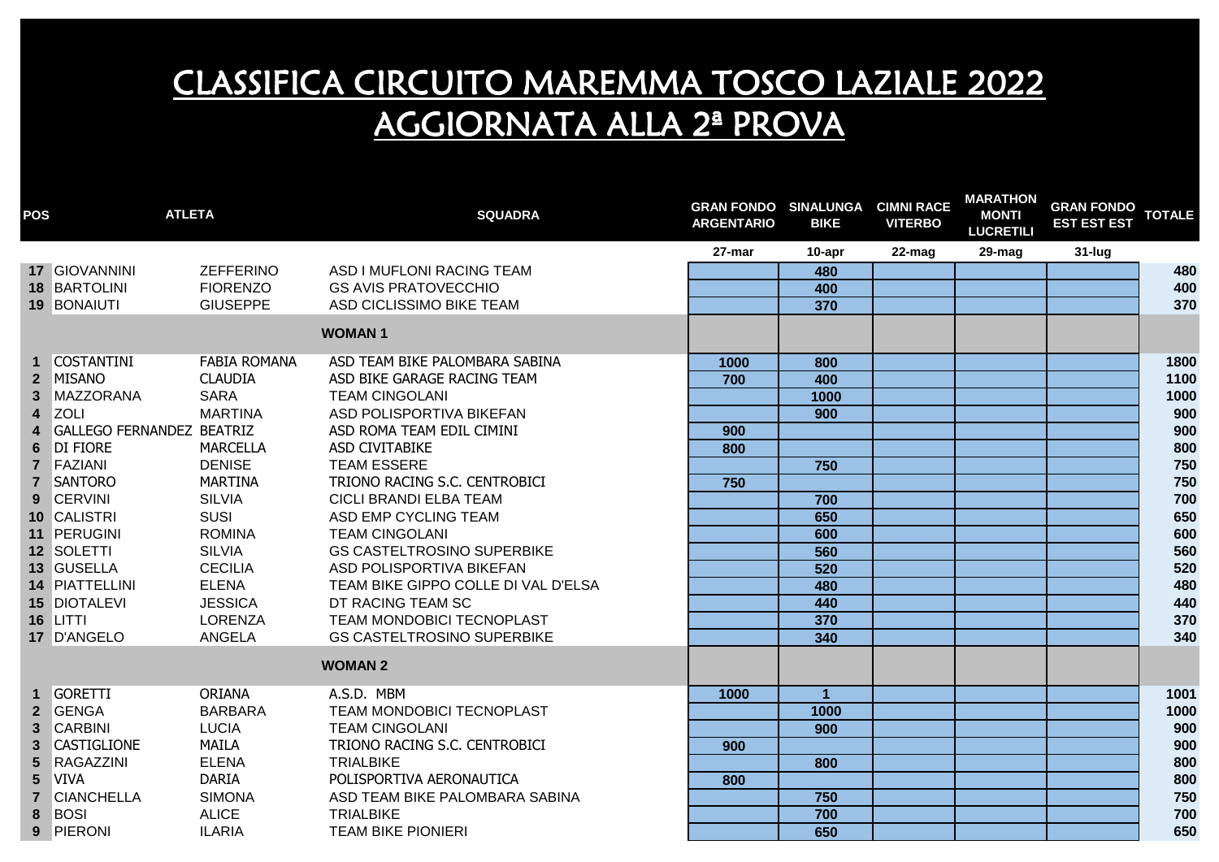# CLASSIFICA CIRCUITO MAREMMA TOSCO LAZIALE 2022
# AGGIORNATA ALLA 2ª PROVA

| POS | ATLETA | | SQUADRA | GRAN FONDO ARGENTARIO | SINALUNGA BIKE | CIMNI RACE VITERBO | MARATHON MONTI LUCRETILI | GRAN FONDO EST EST EST | TOTALE |
|---|---|---|---|---|---|---|---|---|---|
| | | | | 27-mar | 10-apr | 22-mag | 29-mag | 31-lug | |
| 17 | GIOVANNINI | ZEFFERINO | ASD I MUFLONI RACING TEAM | | 480 | | | | 480 |
| 18 | BARTOLINI | FIORENZO | GS AVIS PRATOVECCHIO | | 400 | | | | 400 |
| 19 | BONAIUTI | GIUSEPPE | ASD CICLISSIMO BIKE TEAM | | 370 | | | | 370 |
| | | | **WOMAN 1** | | | | | | |
| 1 | COSTANTINI | FABIA ROMANA | ASD TEAM BIKE PALOMBARA SABINA | 1000 | 800 | | | | 1800 |
| 2 | MISANO | CLAUDIA | ASD BIKE GARAGE RACING TEAM | 700 | 400 | | | | 1100 |
| 3 | MAZZORANA | SARA | TEAM CINGOLANI | | 1000 | | | | 1000 |
| 4 | ZOLI | MARTINA | ASD POLISPORTIVA BIKEFAN | | 900 | | | | 900 |
| 4 | GALLEGO FERNANDEZ | BEATRIZ | ASD ROMA TEAM EDIL CIMINI | 900 | | | | | 900 |
| 6 | DI FIORE | MARCELLA | ASD CIVITABIKE | 800 | | | | | 800 |
| 7 | FAZIANI | DENISE | TEAM ESSERE | | 750 | | | | 750 |
| 7 | SANTORO | MARTINA | TRIONO RACING S.C. CENTROBICI | 750 | | | | | 750 |
| 9 | CERVINI | SILVIA | CICLI BRANDI ELBA TEAM | | 700 | | | | 700 |
| 10 | CALISTRI | SUSI | ASD EMP CYCLING TEAM | | 650 | | | | 650 |
| 11 | PERUGINI | ROMINA | TEAM CINGOLANI | | 600 | | | | 600 |
| 12 | SOLETTI | SILVIA | GS CASTELTROSINO SUPERBIKE | | 560 | | | | 560 |
| 13 | GUSELLA | CECILIA | ASD POLISPORTIVA BIKEFAN | | 520 | | | | 520 |
| 14 | PIATTELLINI | ELENA | TEAM BIKE GIPPO COLLE DI VAL D'ELSA | | 480 | | | | 480 |
| 15 | DIOTALEVI | JESSICA | DT RACING TEAM SC | | 440 | | | | 440 |
| 16 | LITTI | LORENZA | TEAM MONDOBICI TECNOPLAST | | 370 | | | | 370 |
| 17 | D'ANGELO | ANGELA | GS CASTELTROSINO SUPERBIKE | | 340 | | | | 340 |
| | | | **WOMAN 2** | | | | | | |
| 1 | GORETTI | ORIANA | A.S.D. MBM | 1000 | 1 | | | | 1001 |
| 2 | GENGA | BARBARA | TEAM MONDOBICI TECNOPLAST | | 1000 | | | | 1000 |
| 3 | CARBINI | LUCIA | TEAM CINGOLANI | | 900 | | | | 900 |
| 3 | CASTIGLIONE | MAILA | TRIONO RACING S.C. CENTROBICI | 900 | | | | | 900 |
| 5 | RAGAZZINI | ELENA | TRIALBIKE | | 800 | | | | 800 |
| 5 | VIVA | DARIA | POLISPORTIVA AERONAUTICA | 800 | | | | | 800 |
| 7 | CIANCHELLA | SIMONA | ASD TEAM BIKE PALOMBARA SABINA | | 750 | | | | 750 |
| 8 | BOSI | ALICE | TRIALBIKE | | 700 | | | | 700 |
| 9 | PIERONI | ILARIA | TEAM BIKE PIONIERI | | 650 | | | | 650 |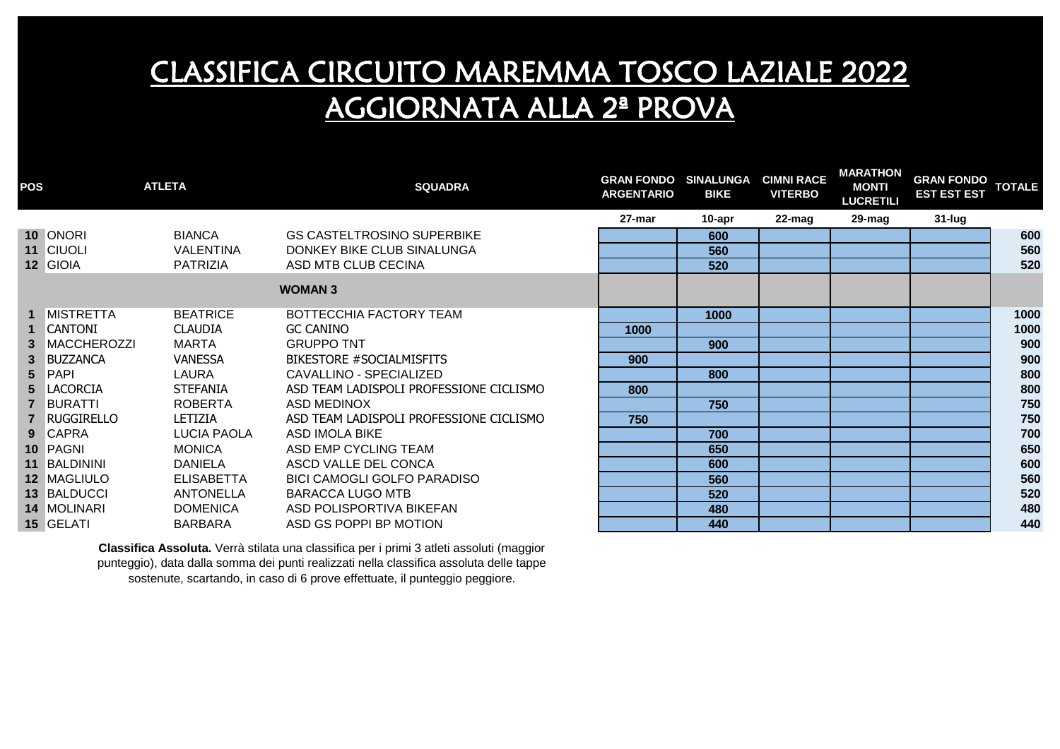# CLASSIFICA CIRCUITO MAREMMA TOSCO LAZIALE 2022
# AGGIORNATA ALLA 2ª PROVA

| POS | ATLETA | | SQUADRA | GRAN FONDO ARGENTARIO | SINALUNGA BIKE | CIMNI RACE VITERBO | MARATHON MONTI LUCRETILI | GRAN FONDO EST EST EST | TOTALE |
|---|---|---|---|---|---|---|---|---|---|
| | | | | 27-mar | 10-apr | 22-mag | 29-mag | 31-lug | |
| 10 | ONORI | BIANCA | GS CASTELTROSINO SUPERBIKE | | 600 | | | | 600 |
| 11 | CIUOLI | VALENTINA | DONKEY BIKE CLUB SINALUNGA | | 560 | | | | 560 |
| 12 | GIOIA | PATRIZIA | ASD MTB CLUB CECINA | | 520 | | | | 520 |
| | | | **WOMAN 3** | | | | | | |
| 1 | MISTRETTA | BEATRICE | BOTTECCHIA FACTORY TEAM | | 1000 | | | | 1000 |
| 1 | CANTONI | CLAUDIA | GC CANINO | 1000 | | | | | 1000 |
| 3 | MACCHEROZZI | MARTA | GRUPPO TNT | | 900 | | | | 900 |
| 3 | BUZZANCA | VANESSA | BIKESTORE #SOCIALMISFITS | 900 | | | | | 900 |
| 5 | PAPI | LAURA | CAVALLINO - SPECIALIZED | | 800 | | | | 800 |
| 5 | LACORCIA | STEFANIA | ASD TEAM LADISPOLI PROFESSIONE CICLISMO | 800 | | | | | 800 |
| 7 | BURATTI | ROBERTA | ASD MEDINOX | | 750 | | | | 750 |
| 7 | RUGGIRELLO | LETIZIA | ASD TEAM LADISPOLI PROFESSIONE CICLISMO | 750 | | | | | 750 |
| 9 | CAPRA | LUCIA PAOLA | ASD IMOLA BIKE | | 700 | | | | 700 |
| 10 | PAGNI | MONICA | ASD EMP CYCLING TEAM | | 650 | | | | 650 |
| 11 | BALDININI | DANIELA | ASCD VALLE DEL CONCA | | 600 | | | | 600 |
| 12 | MAGLIULO | ELISABETTA | BICI CAMOGLI GOLFO PARADISO | | 560 | | | | 560 |
| 13 | BALDUCCI | ANTONELLA | BARACCA LUGO MTB | | 520 | | | | 520 |
| 14 | MOLINARI | DOMENICA | ASD POLISPORTIVA BIKEFAN | | 480 | | | | 480 |
| 15 | GELATI | BARBARA | ASD GS POPPI BP MOTION | | 440 | | | | 440 |

**Classifica Assoluta.** Verrà stilata una classifica per i primi 3 atleti assoluti (maggior punteggio), data dalla somma dei punti realizzati nella classifica assoluta delle tappe sostenute, scartando, in caso di 6 prove effettuate, il punteggio peggiore.